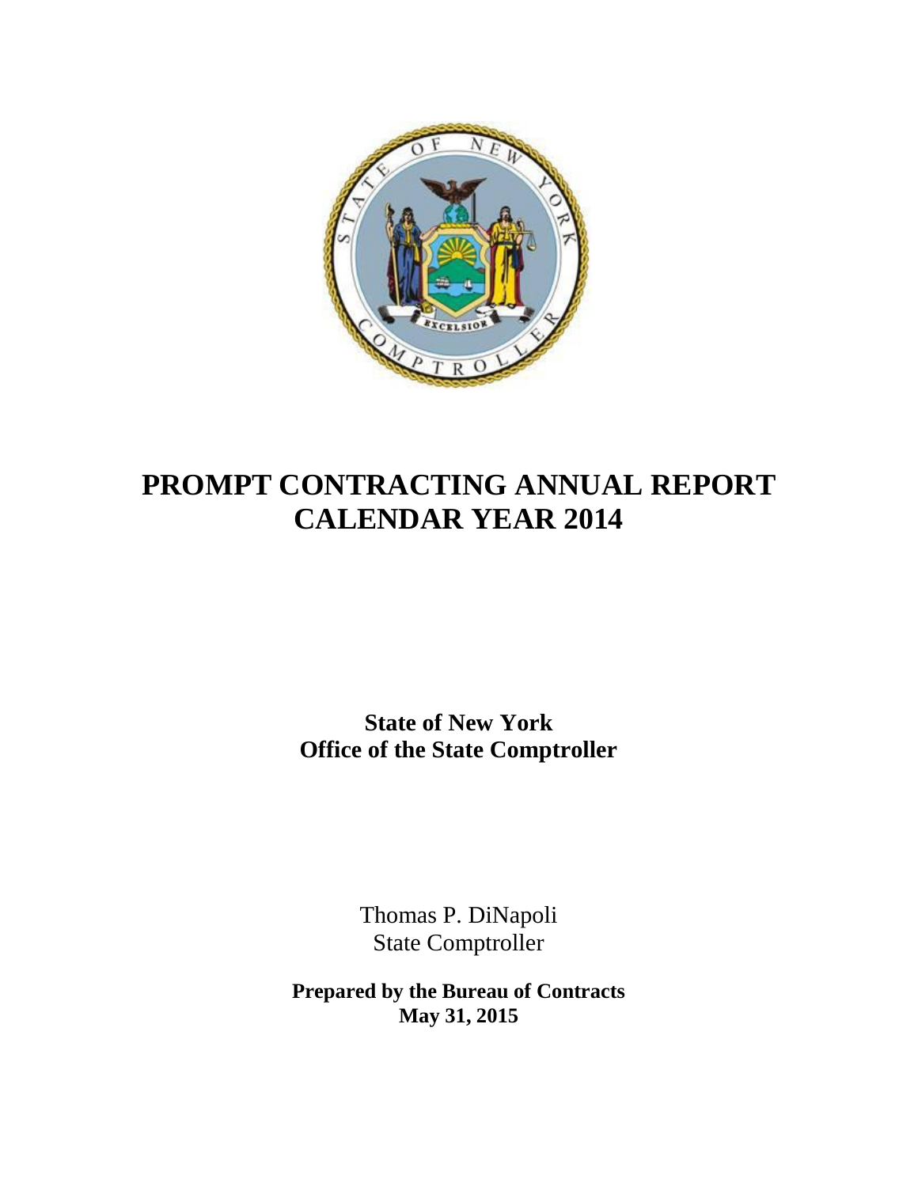# PROMPT CONTRACTING ANNUAL REPORT
# CALENDAR YEAR 2014

**State of New York**
**Office of the State Comptroller**

Thomas P. DiNapoli
State Comptroller

**Prepared by the Bureau of Contracts**
**May 31, 2015**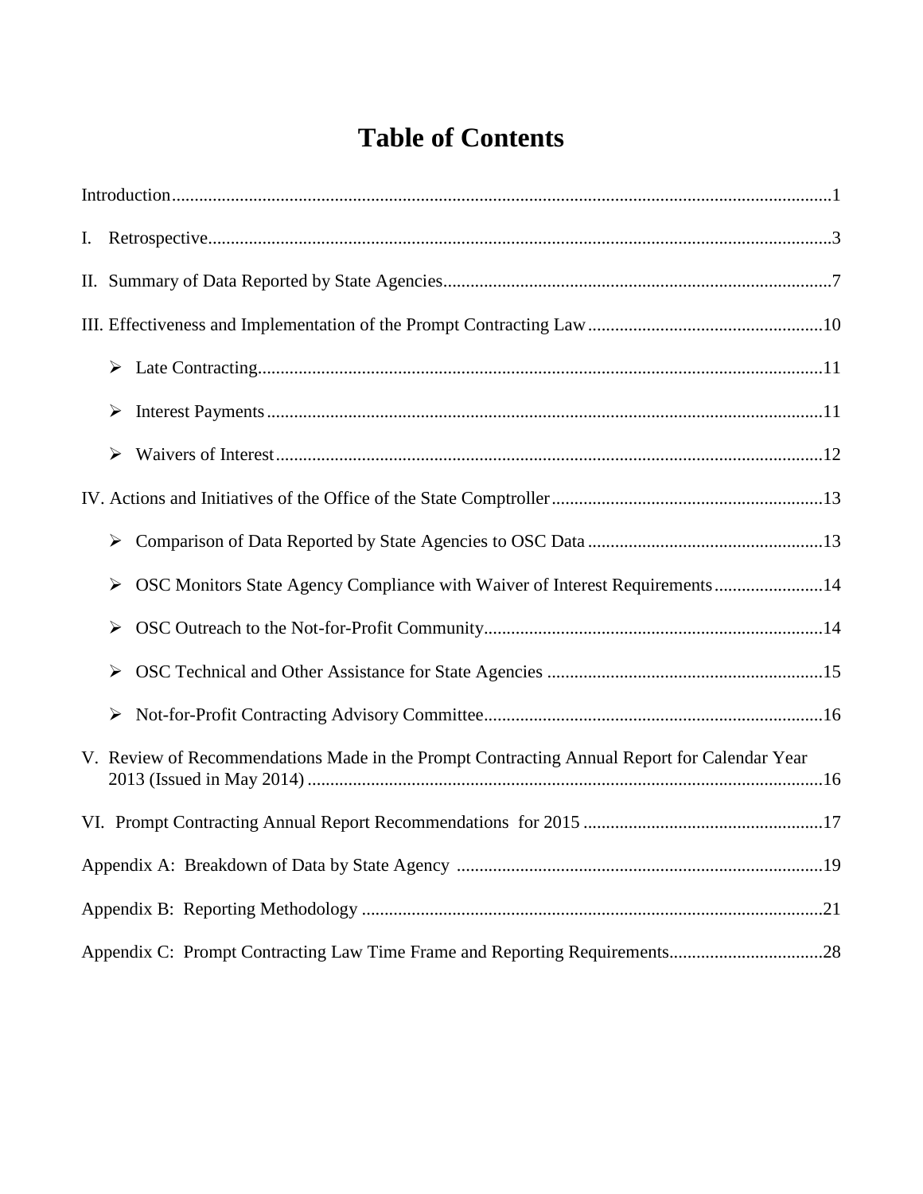# Table of Contents

Introduction....1

I. Retrospective....3

II. Summary of Data Reported by State Agencies....7

III. Effectiveness and Implementation of the Prompt Contracting Law....10

- Late Contracting....11
- Interest Payments....11
- Waivers of Interest....12

IV. Actions and Initiatives of the Office of the State Comptroller....13

- Comparison of Data Reported by State Agencies to OSC Data....13
- OSC Monitors State Agency Compliance with Waiver of Interest Requirements....14
- OSC Outreach to the Not-for-Profit Community....14
- OSC Technical and Other Assistance for State Agencies....15
- Not-for-Profit Contracting Advisory Committee....16

V. Review of Recommendations Made in the Prompt Contracting Annual Report for Calendar Year 2013 (Issued in May 2014)....16

VI. Prompt Contracting Annual Report Recommendations for 2015....17

Appendix A: Breakdown of Data by State Agency....19

Appendix B: Reporting Methodology....21

Appendix C: Prompt Contracting Law Time Frame and Reporting Requirements....28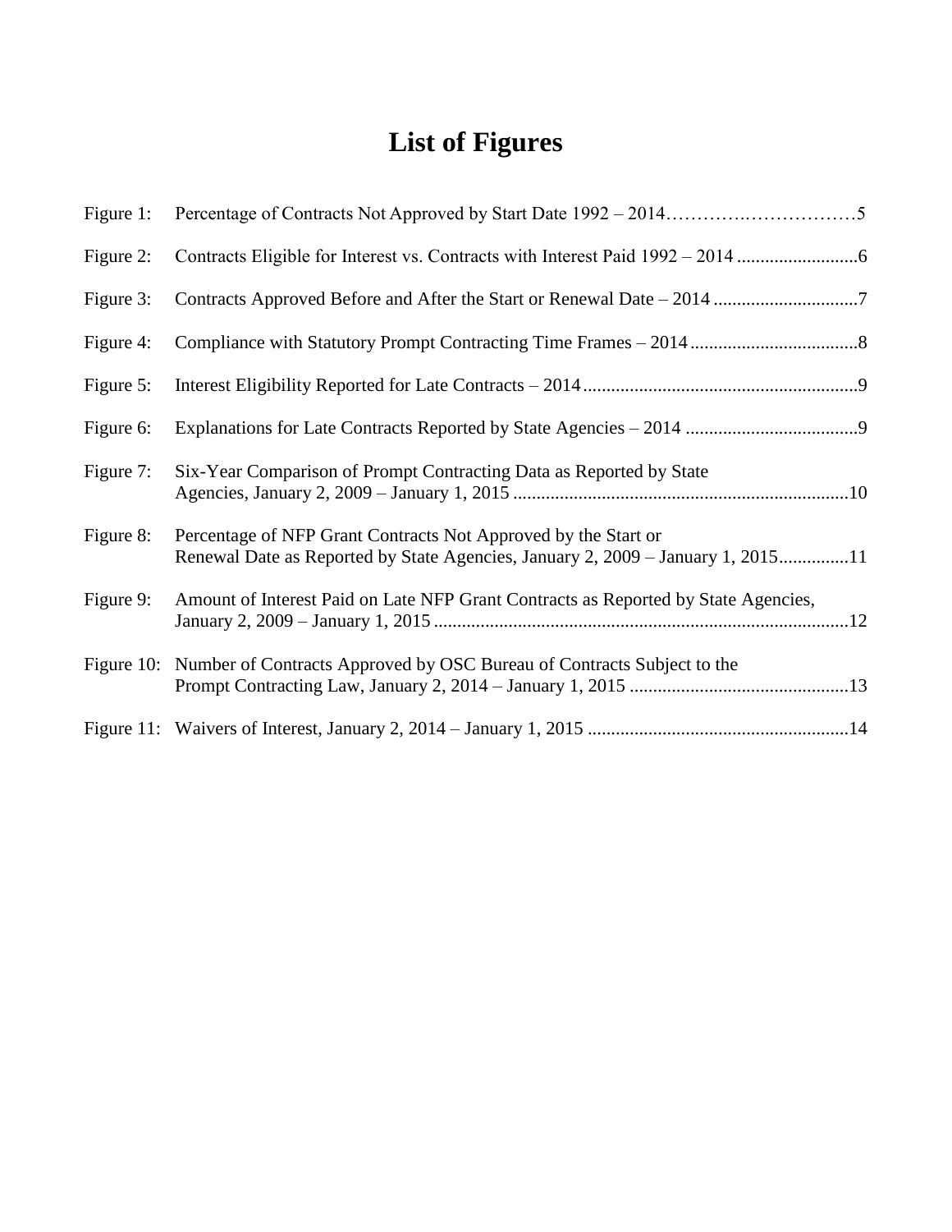# List of Figures

| | | |
|---|---|---|
| Figure 1: | Percentage of Contracts Not Approved by Start Date 1992 – 2014 | 5 |
| Figure 2: | Contracts Eligible for Interest vs. Contracts with Interest Paid 1992 – 2014 | 6 |
| Figure 3: | Contracts Approved Before and After the Start or Renewal Date – 2014 | 7 |
| Figure 4: | Compliance with Statutory Prompt Contracting Time Frames – 2014 | 8 |
| Figure 5: | Interest Eligibility Reported for Late Contracts – 2014 | 9 |
| Figure 6: | Explanations for Late Contracts Reported by State Agencies – 2014 | 9 |
| Figure 7: | Six-Year Comparison of Prompt Contracting Data as Reported by State Agencies, January 2, 2009 – January 1, 2015 | 10 |
| Figure 8: | Percentage of NFP Grant Contracts Not Approved by the Start or Renewal Date as Reported by State Agencies, January 2, 2009 – January 1, 2015 | 11 |
| Figure 9: | Amount of Interest Paid on Late NFP Grant Contracts as Reported by State Agencies, January 2, 2009 – January 1, 2015 | 12 |
| Figure 10: | Number of Contracts Approved by OSC Bureau of Contracts Subject to the Prompt Contracting Law, January 2, 2014 – January 1, 2015 | 13 |
| Figure 11: | Waivers of Interest, January 2, 2014 – January 1, 2015 | 14 |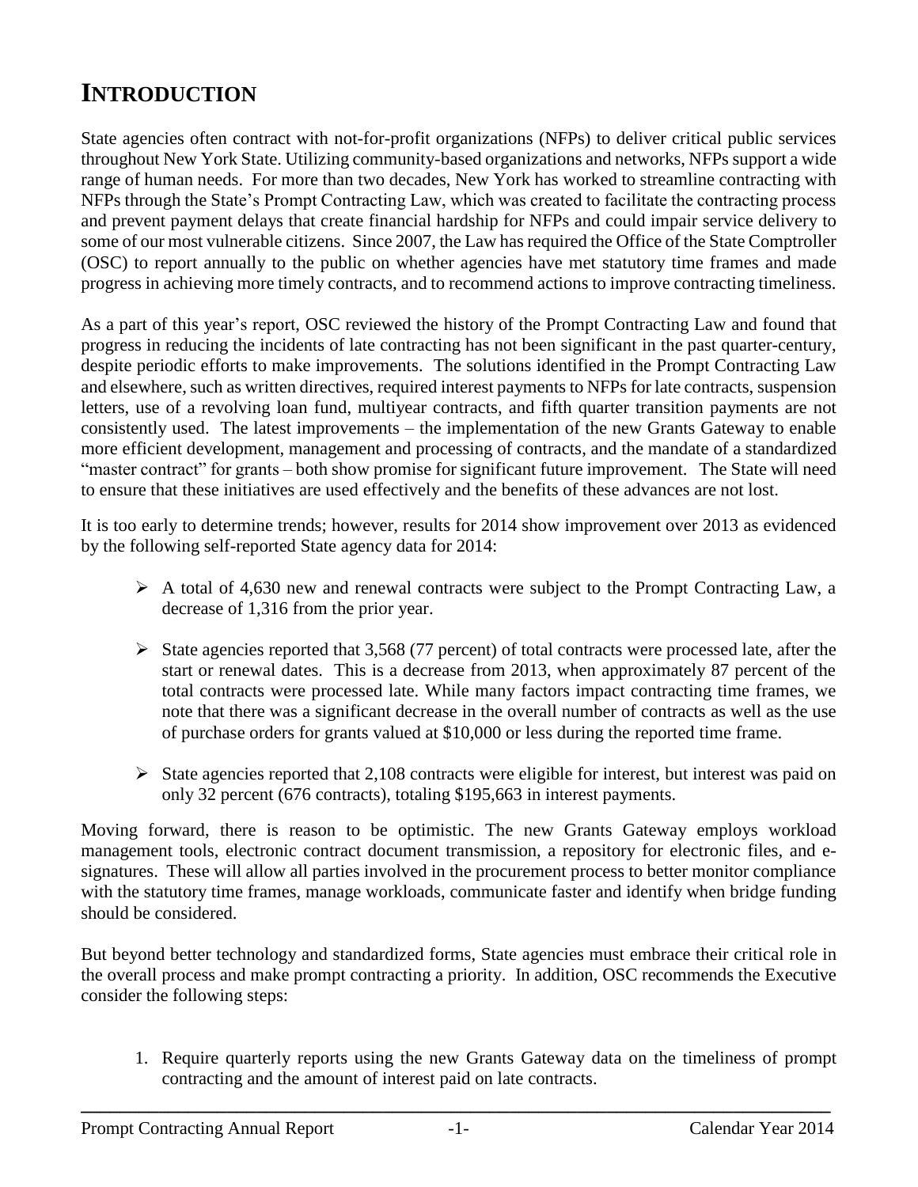# INTRODUCTION

State agencies often contract with not-for-profit organizations (NFPs) to deliver critical public services throughout New York State. Utilizing community-based organizations and networks, NFPs support a wide range of human needs. For more than two decades, New York has worked to streamline contracting with NFPs through the State's Prompt Contracting Law, which was created to facilitate the contracting process and prevent payment delays that create financial hardship for NFPs and could impair service delivery to some of our most vulnerable citizens. Since 2007, the Law has required the Office of the State Comptroller (OSC) to report annually to the public on whether agencies have met statutory time frames and made progress in achieving more timely contracts, and to recommend actions to improve contracting timeliness.

As a part of this year's report, OSC reviewed the history of the Prompt Contracting Law and found that progress in reducing the incidents of late contracting has not been significant in the past quarter-century, despite periodic efforts to make improvements. The solutions identified in the Prompt Contracting Law and elsewhere, such as written directives, required interest payments to NFPs for late contracts, suspension letters, use of a revolving loan fund, multiyear contracts, and fifth quarter transition payments are not consistently used. The latest improvements – the implementation of the new Grants Gateway to enable more efficient development, management and processing of contracts, and the mandate of a standardized "master contract" for grants – both show promise for significant future improvement. The State will need to ensure that these initiatives are used effectively and the benefits of these advances are not lost.

It is too early to determine trends; however, results for 2014 show improvement over 2013 as evidenced by the following self-reported State agency data for 2014:

- A total of 4,630 new and renewal contracts were subject to the Prompt Contracting Law, a decrease of 1,316 from the prior year.
- State agencies reported that 3,568 (77 percent) of total contracts were processed late, after the start or renewal dates. This is a decrease from 2013, when approximately 87 percent of the total contracts were processed late. While many factors impact contracting time frames, we note that there was a significant decrease in the overall number of contracts as well as the use of purchase orders for grants valued at $10,000 or less during the reported time frame.
- State agencies reported that 2,108 contracts were eligible for interest, but interest was paid on only 32 percent (676 contracts), totaling $195,663 in interest payments.

Moving forward, there is reason to be optimistic. The new Grants Gateway employs workload management tools, electronic contract document transmission, a repository for electronic files, and e-signatures. These will allow all parties involved in the procurement process to better monitor compliance with the statutory time frames, manage workloads, communicate faster and identify when bridge funding should be considered.

But beyond better technology and standardized forms, State agencies must embrace their critical role in the overall process and make prompt contracting a priority. In addition, OSC recommends the Executive consider the following steps:

1. Require quarterly reports using the new Grants Gateway data on the timeliness of prompt contracting and the amount of interest paid on late contracts.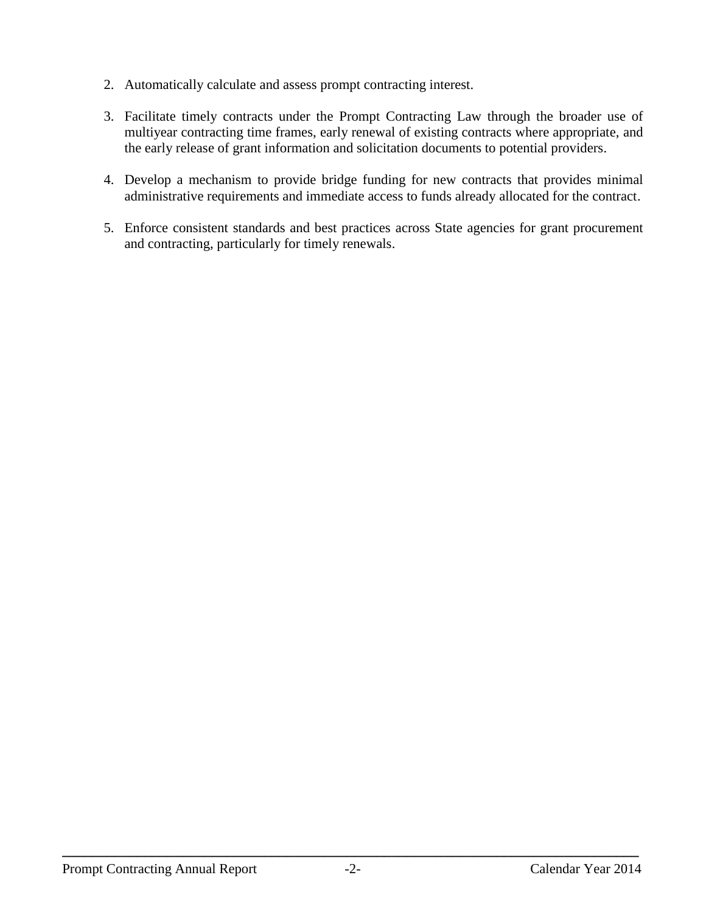2. Automatically calculate and assess prompt contracting interest.

3. Facilitate timely contracts under the Prompt Contracting Law through the broader use of multiyear contracting time frames, early renewal of existing contracts where appropriate, and the early release of grant information and solicitation documents to potential providers.

4. Develop a mechanism to provide bridge funding for new contracts that provides minimal administrative requirements and immediate access to funds already allocated for the contract.

5. Enforce consistent standards and best practices across State agencies for grant procurement and contracting, particularly for timely renewals.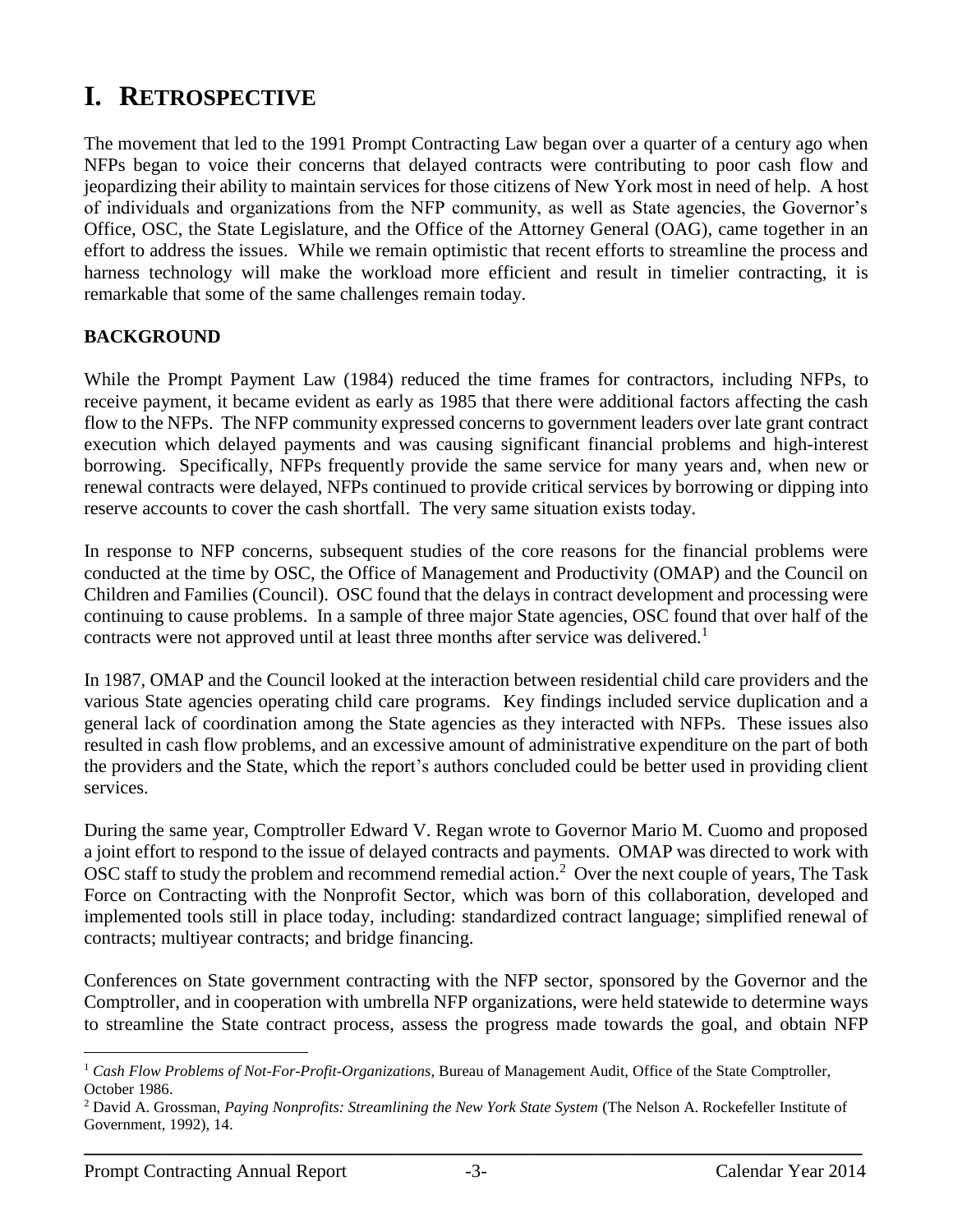# I. RETROSPECTIVE

The movement that led to the 1991 Prompt Contracting Law began over a quarter of a century ago when NFPs began to voice their concerns that delayed contracts were contributing to poor cash flow and jeopardizing their ability to maintain services for those citizens of New York most in need of help. A host of individuals and organizations from the NFP community, as well as State agencies, the Governor's Office, OSC, the State Legislature, and the Office of the Attorney General (OAG), came together in an effort to address the issues. While we remain optimistic that recent efforts to streamline the process and harness technology will make the workload more efficient and result in timelier contracting, it is remarkable that some of the same challenges remain today.

## BACKGROUND

While the Prompt Payment Law (1984) reduced the time frames for contractors, including NFPs, to receive payment, it became evident as early as 1985 that there were additional factors affecting the cash flow to the NFPs. The NFP community expressed concerns to government leaders over late grant contract execution which delayed payments and was causing significant financial problems and high-interest borrowing. Specifically, NFPs frequently provide the same service for many years and, when new or renewal contracts were delayed, NFPs continued to provide critical services by borrowing or dipping into reserve accounts to cover the cash shortfall. The very same situation exists today.

In response to NFP concerns, subsequent studies of the core reasons for the financial problems were conducted at the time by OSC, the Office of Management and Productivity (OMAP) and the Council on Children and Families (Council). OSC found that the delays in contract development and processing were continuing to cause problems. In a sample of three major State agencies, OSC found that over half of the contracts were not approved until at least three months after service was delivered.[1]

In 1987, OMAP and the Council looked at the interaction between residential child care providers and the various State agencies operating child care programs. Key findings included service duplication and a general lack of coordination among the State agencies as they interacted with NFPs. These issues also resulted in cash flow problems, and an excessive amount of administrative expenditure on the part of both the providers and the State, which the report's authors concluded could be better used in providing client services.

During the same year, Comptroller Edward V. Regan wrote to Governor Mario M. Cuomo and proposed a joint effort to respond to the issue of delayed contracts and payments. OMAP was directed to work with OSC staff to study the problem and recommend remedial action.[2] Over the next couple of years, The Task Force on Contracting with the Nonprofit Sector, which was born of this collaboration, developed and implemented tools still in place today, including: standardized contract language; simplified renewal of contracts; multiyear contracts; and bridge financing.

Conferences on State government contracting with the NFP sector, sponsored by the Governor and the Comptroller, and in cooperation with umbrella NFP organizations, were held statewide to determine ways to streamline the State contract process, assess the progress made towards the goal, and obtain NFP

---

[1] *Cash Flow Problems of Not-For-Profit-Organizations,* Bureau of Management Audit, Office of the State Comptroller, October 1986.

[2] David A. Grossman, *Paying Nonprofits: Streamlining the New York State System* (The Nelson A. Rockefeller Institute of Government, 1992), 14.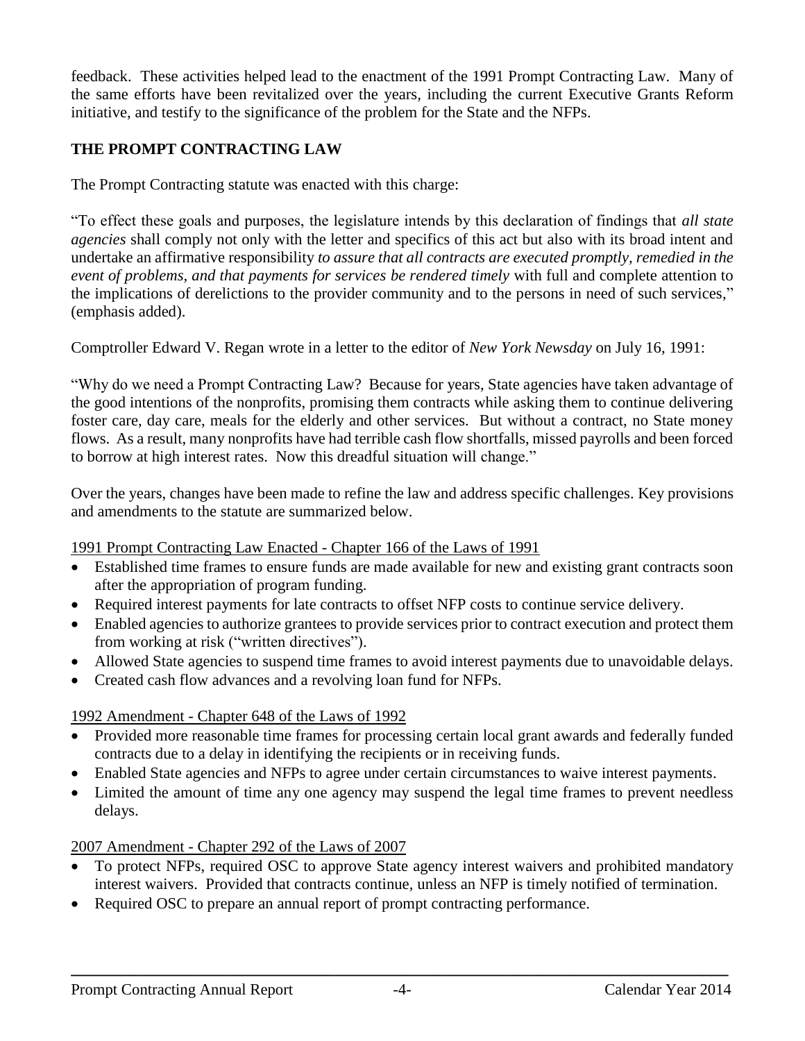feedback. These activities helped lead to the enactment of the 1991 Prompt Contracting Law. Many of the same efforts have been revitalized over the years, including the current Executive Grants Reform initiative, and testify to the significance of the problem for the State and the NFPs.

## THE PROMPT CONTRACTING LAW

The Prompt Contracting statute was enacted with this charge:

"To effect these goals and purposes, the legislature intends by this declaration of findings that *all state agencies* shall comply not only with the letter and specifics of this act but also with its broad intent and undertake an affirmative responsibility *to assure that all contracts are executed promptly, remedied in the event of problems, and that payments for services be rendered timely* with full and complete attention to the implications of derelictions to the provider community and to the persons in need of such services," (emphasis added).

Comptroller Edward V. Regan wrote in a letter to the editor of *New York Newsday* on July 16, 1991:

"Why do we need a Prompt Contracting Law? Because for years, State agencies have taken advantage of the good intentions of the nonprofits, promising them contracts while asking them to continue delivering foster care, day care, meals for the elderly and other services. But without a contract, no State money flows. As a result, many nonprofits have had terrible cash flow shortfalls, missed payrolls and been forced to borrow at high interest rates. Now this dreadful situation will change."

Over the years, changes have been made to refine the law and address specific challenges. Key provisions and amendments to the statute are summarized below.

1991 Prompt Contracting Law Enacted - Chapter 166 of the Laws of 1991

- Established time frames to ensure funds are made available for new and existing grant contracts soon after the appropriation of program funding.
- Required interest payments for late contracts to offset NFP costs to continue service delivery.
- Enabled agencies to authorize grantees to provide services prior to contract execution and protect them from working at risk ("written directives").
- Allowed State agencies to suspend time frames to avoid interest payments due to unavoidable delays.
- Created cash flow advances and a revolving loan fund for NFPs.

1992 Amendment - Chapter 648 of the Laws of 1992

- Provided more reasonable time frames for processing certain local grant awards and federally funded contracts due to a delay in identifying the recipients or in receiving funds.
- Enabled State agencies and NFPs to agree under certain circumstances to waive interest payments.
- Limited the amount of time any one agency may suspend the legal time frames to prevent needless delays.

2007 Amendment - Chapter 292 of the Laws of 2007

- To protect NFPs, required OSC to approve State agency interest waivers and prohibited mandatory interest waivers. Provided that contracts continue, unless an NFP is timely notified of termination.
- Required OSC to prepare an annual report of prompt contracting performance.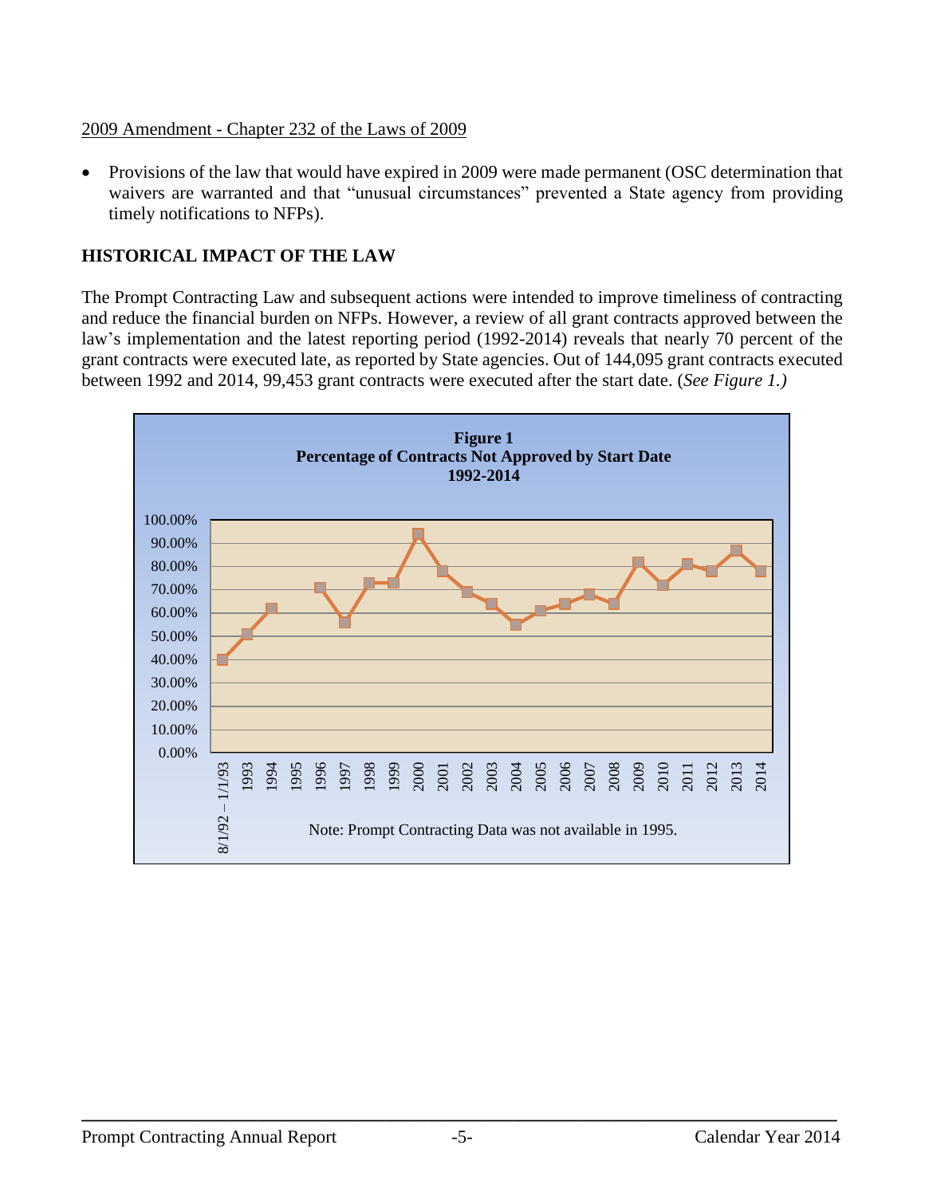2009 Amendment - Chapter 232 of the Laws of 2009

- Provisions of the law that would have expired in 2009 were made permanent (OSC determination that waivers are warranted and that "unusual circumstances" prevented a State agency from providing timely notifications to NFPs).

## HISTORICAL IMPACT OF THE LAW

The Prompt Contracting Law and subsequent actions were intended to improve timeliness of contracting and reduce the financial burden on NFPs. However, a review of all grant contracts approved between the law's implementation and the latest reporting period (1992-2014) reveals that nearly 70 percent of the grant contracts were executed late, as reported by State agencies. Out of 144,095 grant contracts executed between 1992 and 2014, 99,453 grant contracts were executed after the start date. (*See Figure 1.)*

**Figure 1**
**Percentage of Contracts Not Approved by Start Date**
**1992-2014**

Note: Prompt Contracting Data was not available in 1995.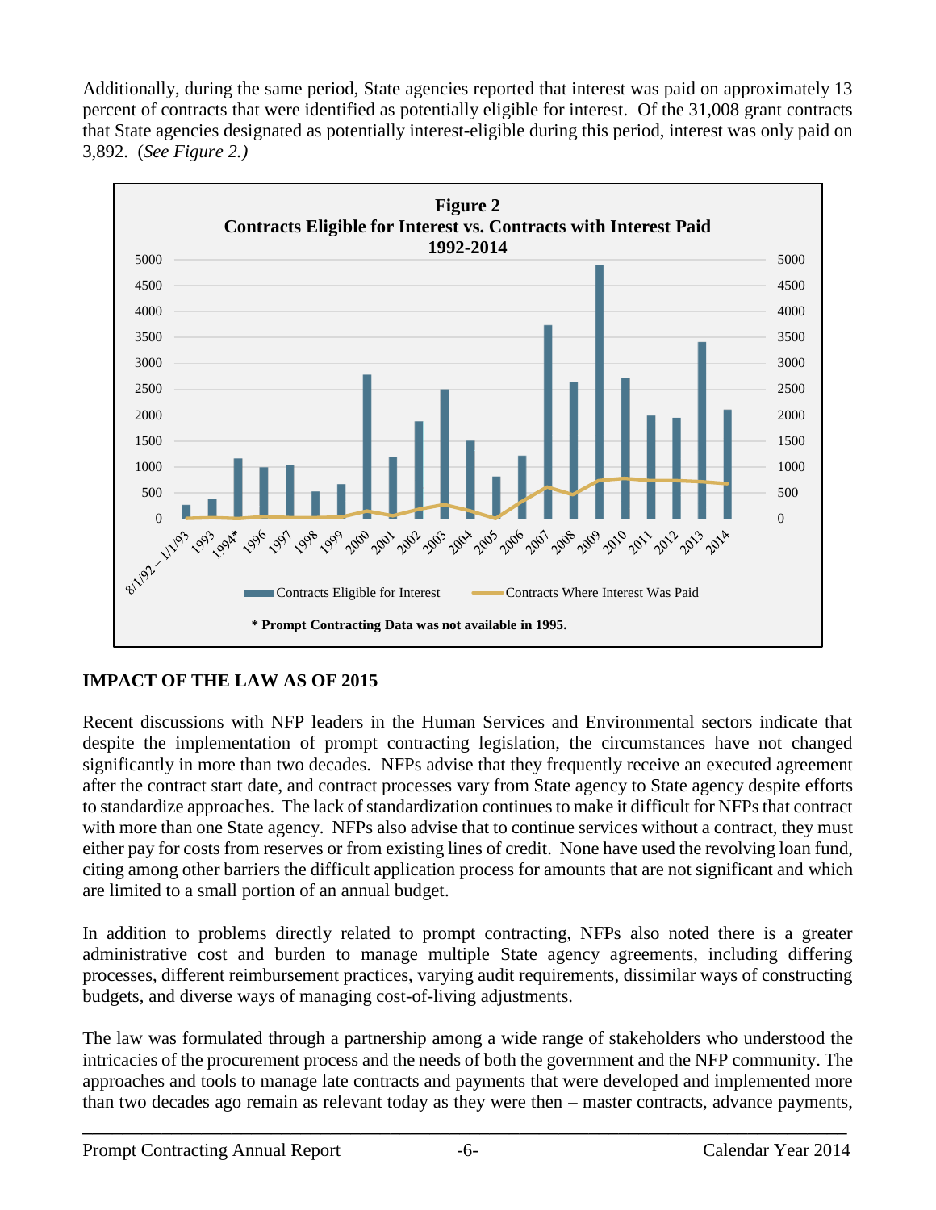Additionally, during the same period, State agencies reported that interest was paid on approximately 13 percent of contracts that were identified as potentially eligible for interest. Of the 31,008 grant contracts that State agencies designated as potentially interest-eligible during this period, interest was only paid on 3,892. (*See Figure 2.)*

**Figure 2**
**Contracts Eligible for Interest vs. Contracts with Interest Paid 1992-2014**

Legend: Contracts Eligible for Interest; Contracts Where Interest Was Paid

Years: 8/1/92 – 1/1/93, 1993, 1994*, 1996, 1997, 1998, 1999, 2000, 2001, 2002, 2003, 2004, 2005, 2006, 2007, 2008, 2009, 2010, 2011, 2012, 2013, 2014

**\* Prompt Contracting Data was not available in 1995.**

## IMPACT OF THE LAW AS OF 2015

Recent discussions with NFP leaders in the Human Services and Environmental sectors indicate that despite the implementation of prompt contracting legislation, the circumstances have not changed significantly in more than two decades. NFPs advise that they frequently receive an executed agreement after the contract start date, and contract processes vary from State agency to State agency despite efforts to standardize approaches. The lack of standardization continues to make it difficult for NFPs that contract with more than one State agency. NFPs also advise that to continue services without a contract, they must either pay for costs from reserves or from existing lines of credit. None have used the revolving loan fund, citing among other barriers the difficult application process for amounts that are not significant and which are limited to a small portion of an annual budget.

In addition to problems directly related to prompt contracting, NFPs also noted there is a greater administrative cost and burden to manage multiple State agency agreements, including differing processes, different reimbursement practices, varying audit requirements, dissimilar ways of constructing budgets, and diverse ways of managing cost-of-living adjustments.

The law was formulated through a partnership among a wide range of stakeholders who understood the intricacies of the procurement process and the needs of both the government and the NFP community. The approaches and tools to manage late contracts and payments that were developed and implemented more than two decades ago remain as relevant today as they were then – master contracts, advance payments,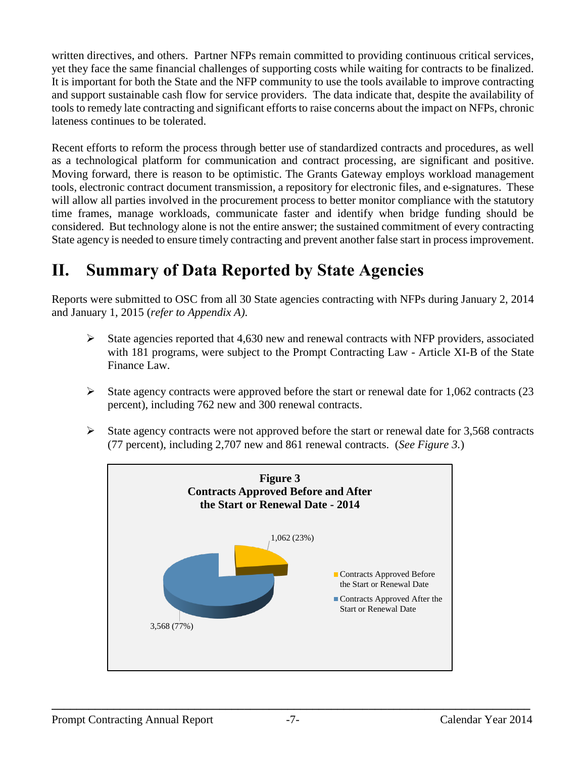written directives, and others. Partner NFPs remain committed to providing continuous critical services, yet they face the same financial challenges of supporting costs while waiting for contracts to be finalized. It is important for both the State and the NFP community to use the tools available to improve contracting and support sustainable cash flow for service providers. The data indicate that, despite the availability of tools to remedy late contracting and significant efforts to raise concerns about the impact on NFPs, chronic lateness continues to be tolerated.

Recent efforts to reform the process through better use of standardized contracts and procedures, as well as a technological platform for communication and contract processing, are significant and positive. Moving forward, there is reason to be optimistic. The Grants Gateway employs workload management tools, electronic contract document transmission, a repository for electronic files, and e-signatures. These will allow all parties involved in the procurement process to better monitor compliance with the statutory time frames, manage workloads, communicate faster and identify when bridge funding should be considered. But technology alone is not the entire answer; the sustained commitment of every contracting State agency is needed to ensure timely contracting and prevent another false start in process improvement.

# II. Summary of Data Reported by State Agencies

Reports were submitted to OSC from all 30 State agencies contracting with NFPs during January 2, 2014 and January 1, 2015 (*refer to Appendix A).*

- State agencies reported that 4,630 new and renewal contracts with NFP providers, associated with 181 programs, were subject to the Prompt Contracting Law - Article XI-B of the State Finance Law.
- State agency contracts were approved before the start or renewal date for 1,062 contracts (23 percent), including 762 new and 300 renewal contracts.
- State agency contracts were not approved before the start or renewal date for 3,568 contracts (77 percent), including 2,707 new and 861 renewal contracts. (*See Figure 3.*)

**Figure 3**
**Contracts Approved Before and After the Start or Renewal Date - 2014**

| Category | Contracts |
|---|---|
| Contracts Approved Before the Start or Renewal Date | 1,062 (23%) |
| Contracts Approved After the Start or Renewal Date | 3,568 (77%) |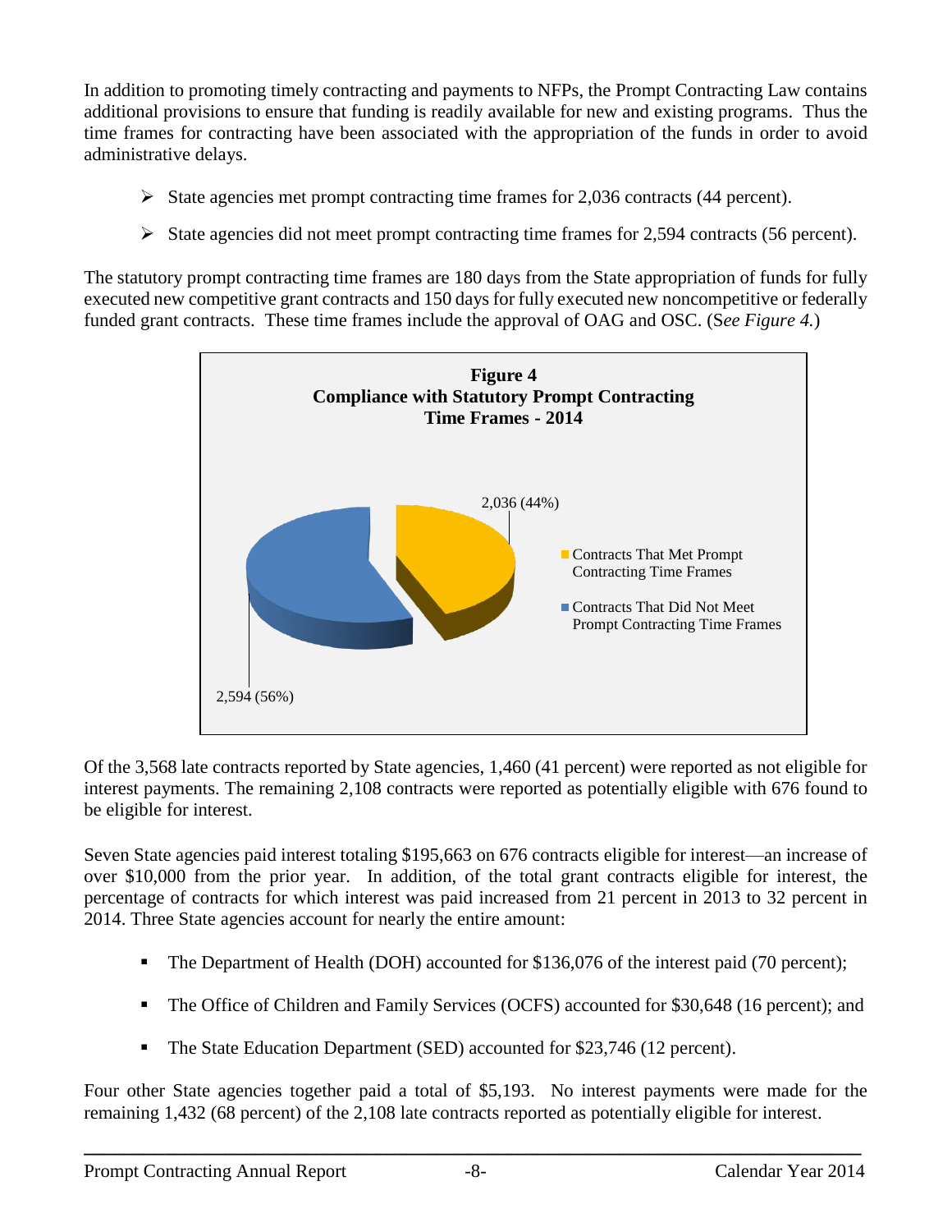In addition to promoting timely contracting and payments to NFPs, the Prompt Contracting Law contains additional provisions to ensure that funding is readily available for new and existing programs. Thus the time frames for contracting have been associated with the appropriation of the funds in order to avoid administrative delays.

- State agencies met prompt contracting time frames for 2,036 contracts (44 percent).
- State agencies did not meet prompt contracting time frames for 2,594 contracts (56 percent).

The statutory prompt contracting time frames are 180 days from the State appropriation of funds for fully executed new competitive grant contracts and 150 days for fully executed new noncompetitive or federally funded grant contracts. These time frames include the approval of OAG and OSC. (S*ee Figure 4.*)

**Figure 4**
**Compliance with Statutory Prompt Contracting Time Frames - 2014**

| Category | Contracts |
|---|---|
| Contracts That Met Prompt Contracting Time Frames | 2,036 (44%) |
| Contracts That Did Not Meet Prompt Contracting Time Frames | 2,594 (56%) |

Of the 3,568 late contracts reported by State agencies, 1,460 (41 percent) were reported as not eligible for interest payments. The remaining 2,108 contracts were reported as potentially eligible with 676 found to be eligible for interest.

Seven State agencies paid interest totaling $195,663 on 676 contracts eligible for interest—an increase of over $10,000 from the prior year. In addition, of the total grant contracts eligible for interest, the percentage of contracts for which interest was paid increased from 21 percent in 2013 to 32 percent in 2014. Three State agencies account for nearly the entire amount:

- The Department of Health (DOH) accounted for $136,076 of the interest paid (70 percent);
- The Office of Children and Family Services (OCFS) accounted for $30,648 (16 percent); and
- The State Education Department (SED) accounted for $23,746 (12 percent).

Four other State agencies together paid a total of $5,193. No interest payments were made for the remaining 1,432 (68 percent) of the 2,108 late contracts reported as potentially eligible for interest.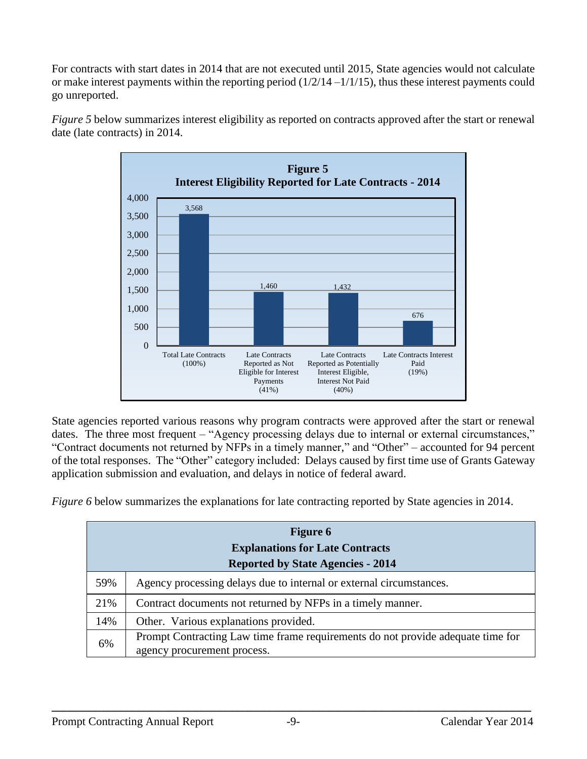For contracts with start dates in 2014 that are not executed until 2015, State agencies would not calculate or make interest payments within the reporting period (1/2/14 –1/1/15), thus these interest payments could go unreported.

*Figure 5* below summarizes interest eligibility as reported on contracts approved after the start or renewal date (late contracts) in 2014.

**Figure 5**
**Interest Eligibility Reported for Late Contracts - 2014**

| Category | Number |
|---|---|
| Total Late Contracts (100%) | 3,568 |
| Late Contracts Reported as Not Eligible for Interest Payments (41%) | 1,460 |
| Late Contracts Reported as Potentially Interest Eligible, Interest Not Paid (40%) | 1,432 |
| Late Contracts Interest Paid (19%) | 676 |

State agencies reported various reasons why program contracts were approved after the start or renewal dates. The three most frequent – "Agency processing delays due to internal or external circumstances," "Contract documents not returned by NFPs in a timely manner," and "Other" – accounted for 94 percent of the total responses. The "Other" category included: Delays caused by first time use of Grants Gateway application submission and evaluation, and delays in notice of federal award.

*Figure 6* below summarizes the explanations for late contracting reported by State agencies in 2014.

| **Figure 6**<br>**Explanations for Late Contracts**<br>**Reported by State Agencies - 2014** | |
|---|---|
| 59% | Agency processing delays due to internal or external circumstances. |
| 21% | Contract documents not returned by NFPs in a timely manner. |
| 14% | Other. Various explanations provided. |
| 6% | Prompt Contracting Law time frame requirements do not provide adequate time for agency procurement process. |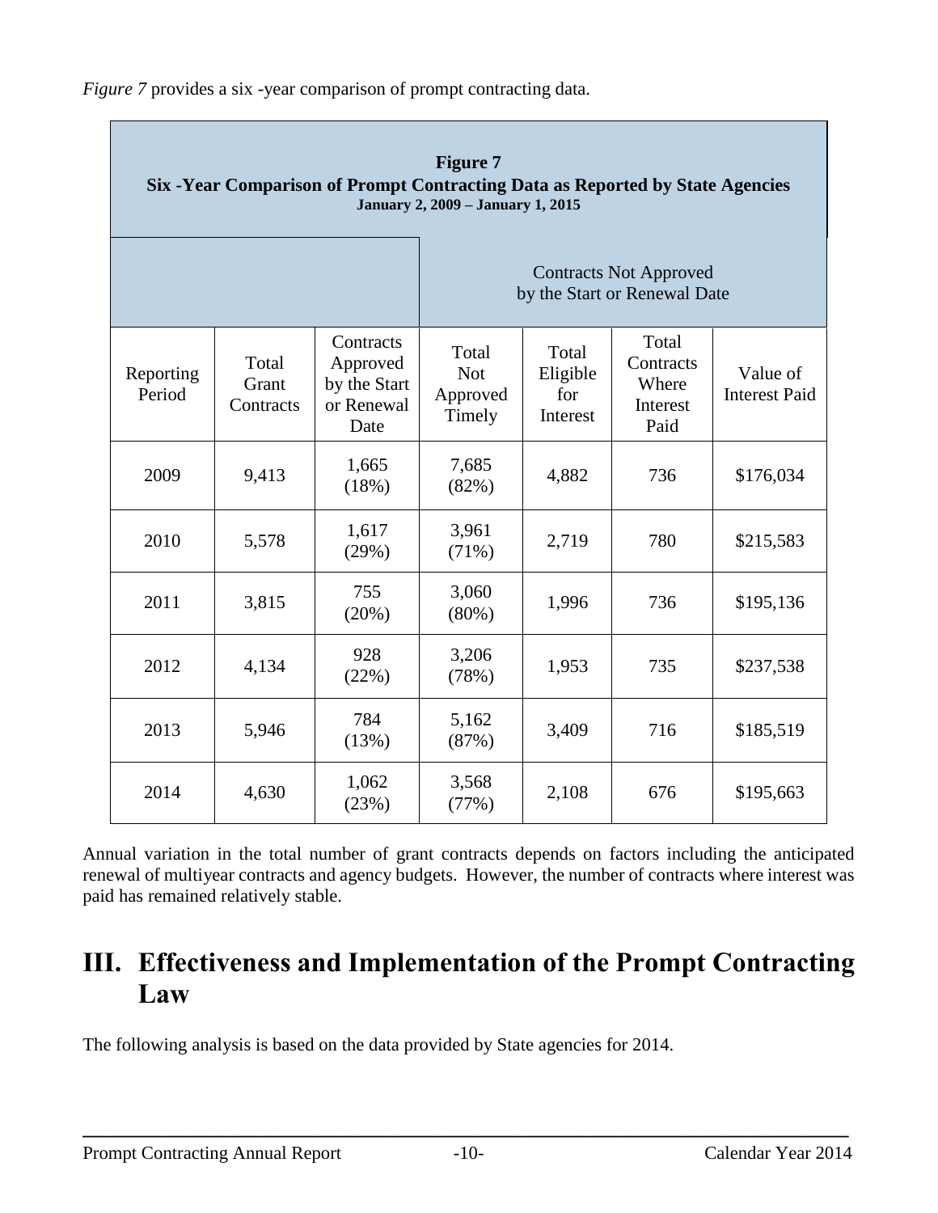*Figure 7* provides a six -year comparison of prompt contracting data.

**Figure 7**
**Six -Year Comparison of Prompt Contracting Data as Reported by State Agencies**
**January 2, 2009 – January 1, 2015**

| | | | Contracts Not Approved by the Start or Renewal Date | | | |
|---|---|---|---|---|---|---|
| Reporting Period | Total Grant Contracts | Contracts Approved by the Start or Renewal Date | Total Not Approved Timely | Total Eligible for Interest | Total Contracts Where Interest Paid | Value of Interest Paid |
| 2009 | 9,413 | 1,665 (18%) | 7,685 (82%) | 4,882 | 736 | $176,034 |
| 2010 | 5,578 | 1,617 (29%) | 3,961 (71%) | 2,719 | 780 | $215,583 |
| 2011 | 3,815 | 755 (20%) | 3,060 (80%) | 1,996 | 736 | $195,136 |
| 2012 | 4,134 | 928 (22%) | 3,206 (78%) | 1,953 | 735 | $237,538 |
| 2013 | 5,946 | 784 (13%) | 5,162 (87%) | 3,409 | 716 | $185,519 |
| 2014 | 4,630 | 1,062 (23%) | 3,568 (77%) | 2,108 | 676 | $195,663 |

Annual variation in the total number of grant contracts depends on factors including the anticipated renewal of multiyear contracts and agency budgets. However, the number of contracts where interest was paid has remained relatively stable.

# III. Effectiveness and Implementation of the Prompt Contracting Law

The following analysis is based on the data provided by State agencies for 2014.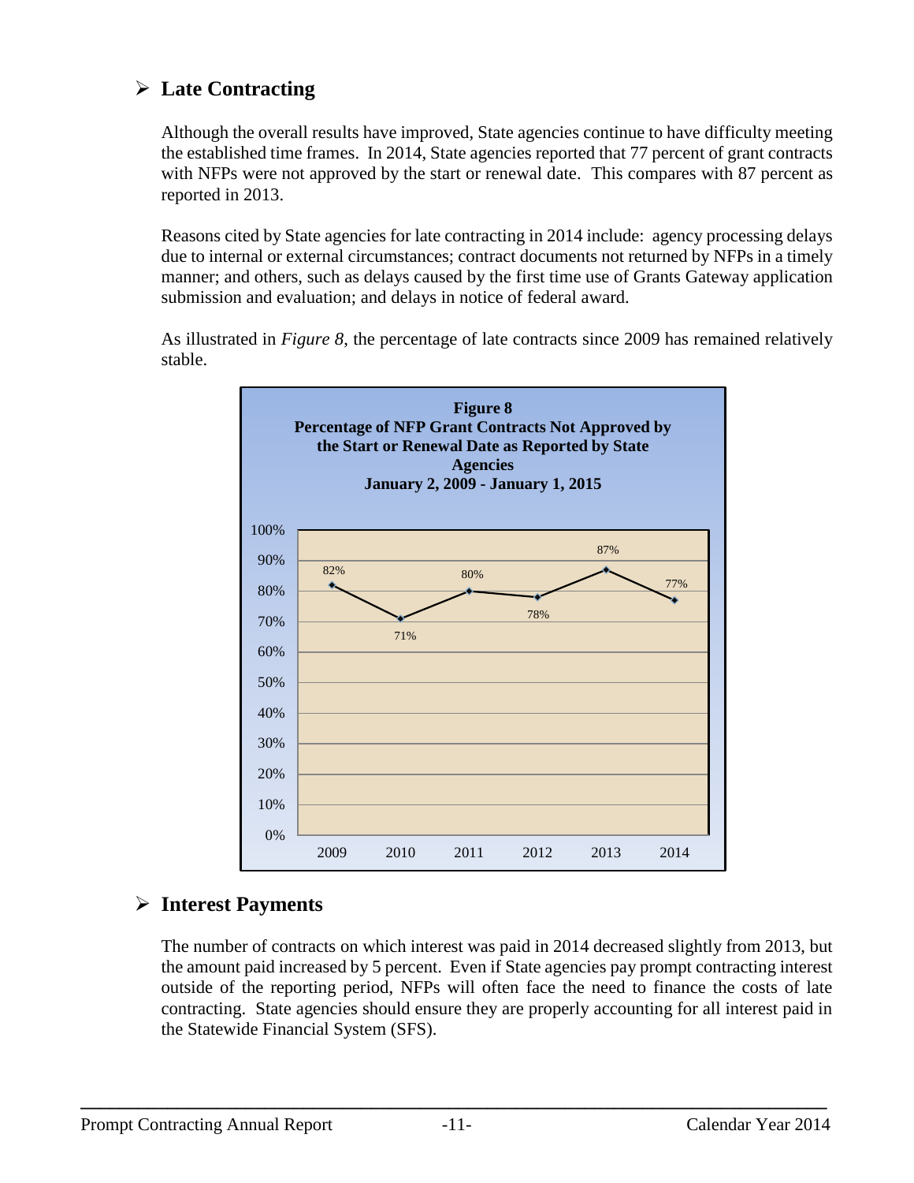## ➢ Late Contracting

Although the overall results have improved, State agencies continue to have difficulty meeting the established time frames. In 2014, State agencies reported that 77 percent of grant contracts with NFPs were not approved by the start or renewal date. This compares with 87 percent as reported in 2013.

Reasons cited by State agencies for late contracting in 2014 include: agency processing delays due to internal or external circumstances; contract documents not returned by NFPs in a timely manner; and others, such as delays caused by the first time use of Grants Gateway application submission and evaluation; and delays in notice of federal award.

As illustrated in *Figure 8*, the percentage of late contracts since 2009 has remained relatively stable.

**Figure 8**
**Percentage of NFP Grant Contracts Not Approved by the Start or Renewal Date as Reported by State Agencies**
**January 2, 2009 - January 1, 2015**

| Year | Percentage |
|---|---|
| 2009 | 82% |
| 2010 | 71% |
| 2011 | 80% |
| 2012 | 78% |
| 2013 | 87% |
| 2014 | 77% |

## ➢ Interest Payments

The number of contracts on which interest was paid in 2014 decreased slightly from 2013, but the amount paid increased by 5 percent. Even if State agencies pay prompt contracting interest outside of the reporting period, NFPs will often face the need to finance the costs of late contracting. State agencies should ensure they are properly accounting for all interest paid in the Statewide Financial System (SFS).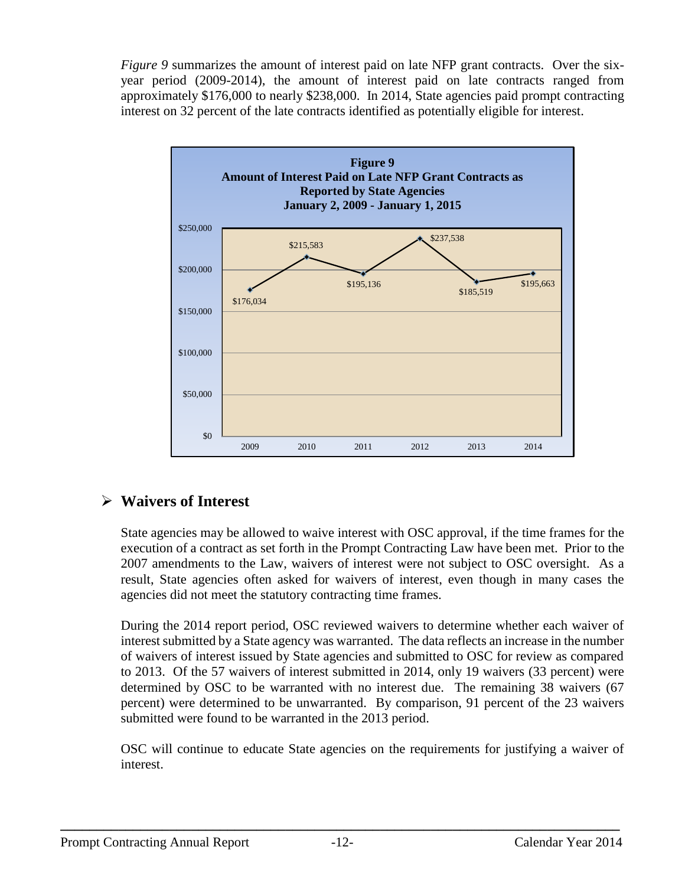*Figure 9* summarizes the amount of interest paid on late NFP grant contracts. Over the six-year period (2009-2014), the amount of interest paid on late contracts ranged from approximately $176,000 to nearly $238,000. In 2014, State agencies paid prompt contracting interest on 32 percent of the late contracts identified as potentially eligible for interest.

**Figure 9**
**Amount of Interest Paid on Late NFP Grant Contracts as Reported by State Agencies**
**January 2, 2009 - January 1, 2015**

| Year | Amount |
| --- | --- |
| 2009 | $176,034 |
| 2010 | $215,583 |
| 2011 | $195,136 |
| 2012 | $237,538 |
| 2013 | $185,519 |
| 2014 | $195,663 |

## ➢ Waivers of Interest

State agencies may be allowed to waive interest with OSC approval, if the time frames for the execution of a contract as set forth in the Prompt Contracting Law have been met. Prior to the 2007 amendments to the Law, waivers of interest were not subject to OSC oversight. As a result, State agencies often asked for waivers of interest, even though in many cases the agencies did not meet the statutory contracting time frames.

During the 2014 report period, OSC reviewed waivers to determine whether each waiver of interest submitted by a State agency was warranted. The data reflects an increase in the number of waivers of interest issued by State agencies and submitted to OSC for review as compared to 2013. Of the 57 waivers of interest submitted in 2014, only 19 waivers (33 percent) were determined by OSC to be warranted with no interest due. The remaining 38 waivers (67 percent) were determined to be unwarranted. By comparison, 91 percent of the 23 waivers submitted were found to be warranted in the 2013 period.

OSC will continue to educate State agencies on the requirements for justifying a waiver of interest.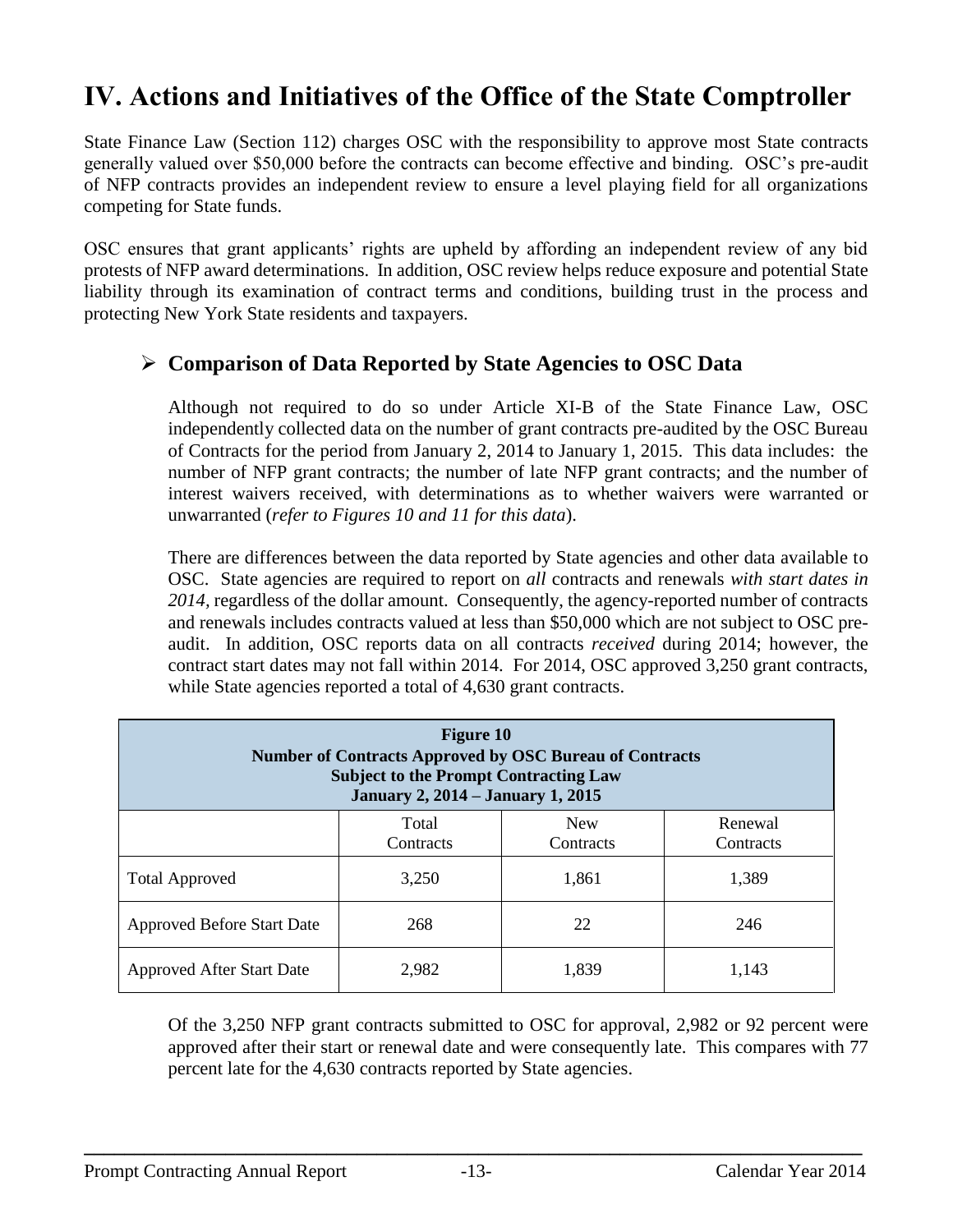# IV. Actions and Initiatives of the Office of the State Comptroller

State Finance Law (Section 112) charges OSC with the responsibility to approve most State contracts generally valued over $50,000 before the contracts can become effective and binding. OSC's pre-audit of NFP contracts provides an independent review to ensure a level playing field for all organizations competing for State funds.

OSC ensures that grant applicants' rights are upheld by affording an independent review of any bid protests of NFP award determinations. In addition, OSC review helps reduce exposure and potential State liability through its examination of contract terms and conditions, building trust in the process and protecting New York State residents and taxpayers.

## ➢ Comparison of Data Reported by State Agencies to OSC Data

Although not required to do so under Article XI-B of the State Finance Law, OSC independently collected data on the number of grant contracts pre-audited by the OSC Bureau of Contracts for the period from January 2, 2014 to January 1, 2015. This data includes: the number of NFP grant contracts; the number of late NFP grant contracts; and the number of interest waivers received, with determinations as to whether waivers were warranted or unwarranted (*refer to Figures 10 and 11 for this data*).

There are differences between the data reported by State agencies and other data available to OSC. State agencies are required to report on *all* contracts and renewals *with start dates in 2014*, regardless of the dollar amount. Consequently, the agency-reported number of contracts and renewals includes contracts valued at less than $50,000 which are not subject to OSC pre-audit. In addition, OSC reports data on all contracts *received* during 2014; however, the contract start dates may not fall within 2014. For 2014, OSC approved 3,250 grant contracts, while State agencies reported a total of 4,630 grant contracts.

**Figure 10**
**Number of Contracts Approved by OSC Bureau of Contracts**
**Subject to the Prompt Contracting Law**
**January 2, 2014 – January 1, 2015**

| | Total Contracts | New Contracts | Renewal Contracts |
|---|---|---|---|
| Total Approved | 3,250 | 1,861 | 1,389 |
| Approved Before Start Date | 268 | 22 | 246 |
| Approved After Start Date | 2,982 | 1,839 | 1,143 |

Of the 3,250 NFP grant contracts submitted to OSC for approval, 2,982 or 92 percent were approved after their start or renewal date and were consequently late. This compares with 77 percent late for the 4,630 contracts reported by State agencies.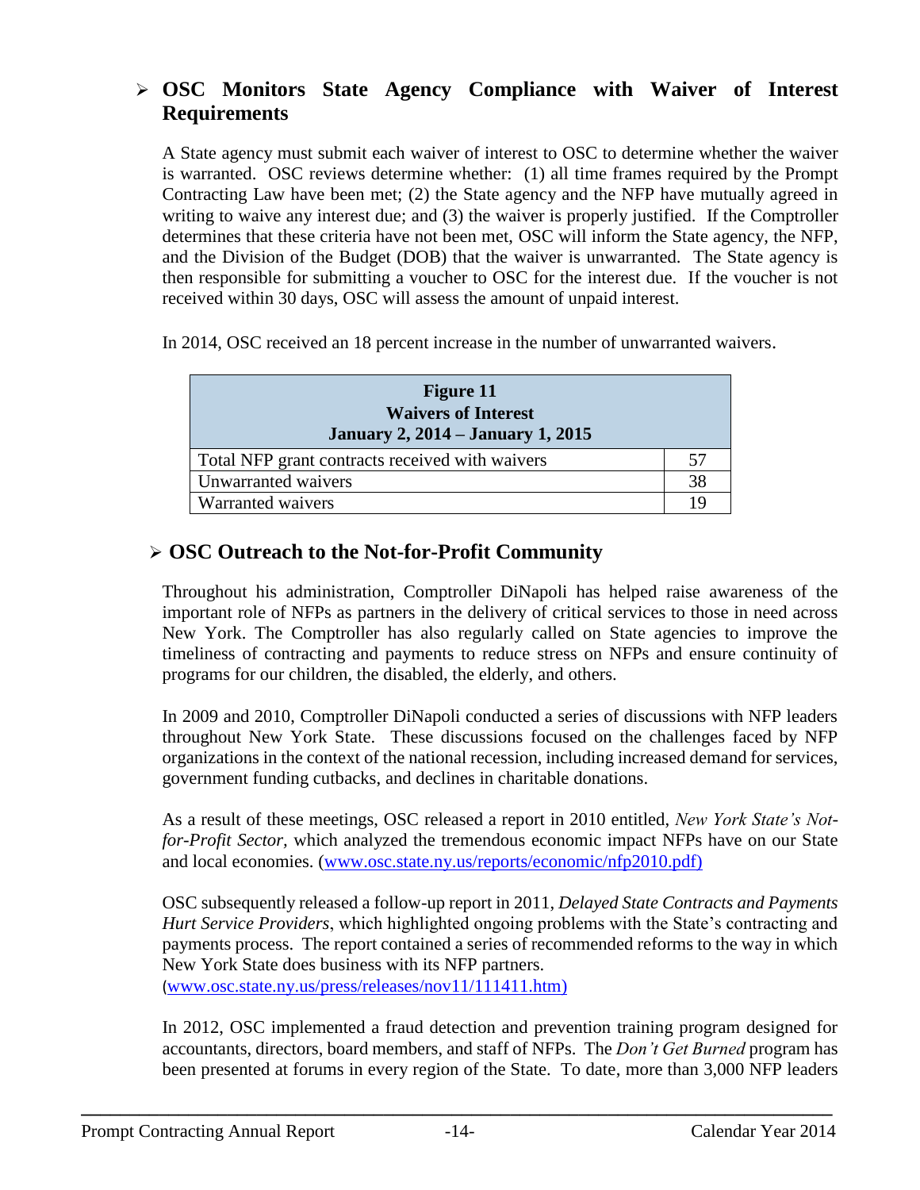## ➢ OSC Monitors State Agency Compliance with Waiver of Interest Requirements

A State agency must submit each waiver of interest to OSC to determine whether the waiver is warranted. OSC reviews determine whether: (1) all time frames required by the Prompt Contracting Law have been met; (2) the State agency and the NFP have mutually agreed in writing to waive any interest due; and (3) the waiver is properly justified. If the Comptroller determines that these criteria have not been met, OSC will inform the State agency, the NFP, and the Division of the Budget (DOB) that the waiver is unwarranted. The State agency is then responsible for submitting a voucher to OSC for the interest due. If the voucher is not received within 30 days, OSC will assess the amount of unpaid interest.

In 2014, OSC received an 18 percent increase in the number of unwarranted waivers.

| **Figure 11**<br>**Waivers of Interest**<br>**January 2, 2014 – January 1, 2015** | |
|---|---|
| Total NFP grant contracts received with waivers | 57 |
| Unwarranted waivers | 38 |
| Warranted waivers | 19 |

## ➢ OSC Outreach to the Not-for-Profit Community

Throughout his administration, Comptroller DiNapoli has helped raise awareness of the important role of NFPs as partners in the delivery of critical services to those in need across New York. The Comptroller has also regularly called on State agencies to improve the timeliness of contracting and payments to reduce stress on NFPs and ensure continuity of programs for our children, the disabled, the elderly, and others.

In 2009 and 2010, Comptroller DiNapoli conducted a series of discussions with NFP leaders throughout New York State. These discussions focused on the challenges faced by NFP organizations in the context of the national recession, including increased demand for services, government funding cutbacks, and declines in charitable donations.

As a result of these meetings, OSC released a report in 2010 entitled, *New York State's Not-for-Profit Sector,* which analyzed the tremendous economic impact NFPs have on our State and local economies. (www.osc.state.ny.us/reports/economic/nfp2010.pdf)

OSC subsequently released a follow-up report in 2011, *Delayed State Contracts and Payments Hurt Service Providers*, which highlighted ongoing problems with the State's contracting and payments process. The report contained a series of recommended reforms to the way in which New York State does business with its NFP partners.
(www.osc.state.ny.us/press/releases/nov11/111411.htm)

In 2012, OSC implemented a fraud detection and prevention training program designed for accountants, directors, board members, and staff of NFPs. The *Don't Get Burned* program has been presented at forums in every region of the State. To date, more than 3,000 NFP leaders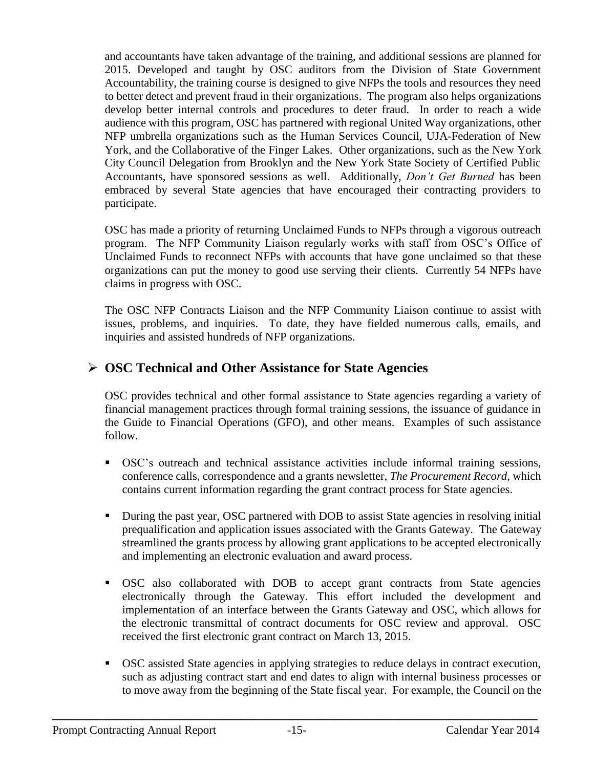and accountants have taken advantage of the training, and additional sessions are planned for 2015. Developed and taught by OSC auditors from the Division of State Government Accountability, the training course is designed to give NFPs the tools and resources they need to better detect and prevent fraud in their organizations. The program also helps organizations develop better internal controls and procedures to deter fraud. In order to reach a wide audience with this program, OSC has partnered with regional United Way organizations, other NFP umbrella organizations such as the Human Services Council, UJA-Federation of New York, and the Collaborative of the Finger Lakes. Other organizations, such as the New York City Council Delegation from Brooklyn and the New York State Society of Certified Public Accountants, have sponsored sessions as well. Additionally, *Don't Get Burned* has been embraced by several State agencies that have encouraged their contracting providers to participate.

OSC has made a priority of returning Unclaimed Funds to NFPs through a vigorous outreach program. The NFP Community Liaison regularly works with staff from OSC's Office of Unclaimed Funds to reconnect NFPs with accounts that have gone unclaimed so that these organizations can put the money to good use serving their clients. Currently 54 NFPs have claims in progress with OSC.

The OSC NFP Contracts Liaison and the NFP Community Liaison continue to assist with issues, problems, and inquiries. To date, they have fielded numerous calls, emails, and inquiries and assisted hundreds of NFP organizations.

## ➢ OSC Technical and Other Assistance for State Agencies

OSC provides technical and other formal assistance to State agencies regarding a variety of financial management practices through formal training sessions, the issuance of guidance in the Guide to Financial Operations (GFO), and other means. Examples of such assistance follow.

- OSC's outreach and technical assistance activities include informal training sessions, conference calls, correspondence and a grants newsletter, *The Procurement Record*, which contains current information regarding the grant contract process for State agencies.
- During the past year, OSC partnered with DOB to assist State agencies in resolving initial prequalification and application issues associated with the Grants Gateway. The Gateway streamlined the grants process by allowing grant applications to be accepted electronically and implementing an electronic evaluation and award process.
- OSC also collaborated with DOB to accept grant contracts from State agencies electronically through the Gateway. This effort included the development and implementation of an interface between the Grants Gateway and OSC, which allows for the electronic transmittal of contract documents for OSC review and approval. OSC received the first electronic grant contract on March 13, 2015.
- OSC assisted State agencies in applying strategies to reduce delays in contract execution, such as adjusting contract start and end dates to align with internal business processes or to move away from the beginning of the State fiscal year. For example, the Council on the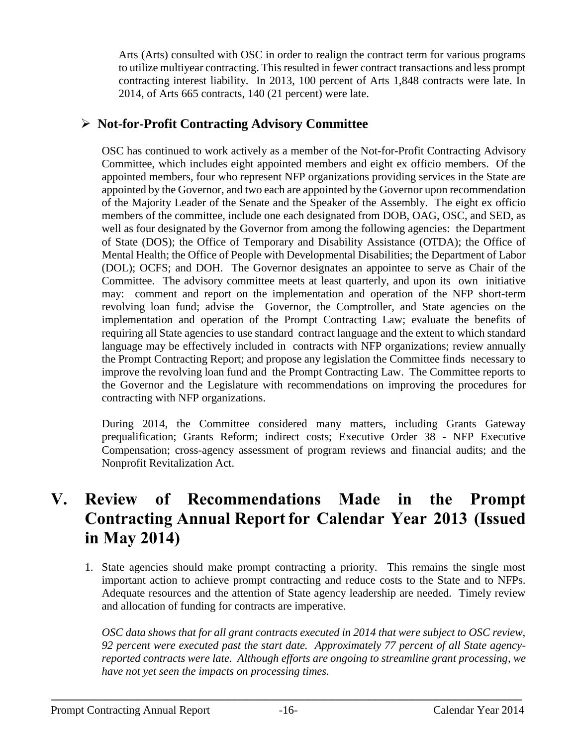Arts (Arts) consulted with OSC in order to realign the contract term for various programs to utilize multiyear contracting. This resulted in fewer contract transactions and less prompt contracting interest liability. In 2013, 100 percent of Arts 1,848 contracts were late. In 2014, of Arts 665 contracts, 140 (21 percent) were late.

- **Not-for-Profit Contracting Advisory Committee**

OSC has continued to work actively as a member of the Not-for-Profit Contracting Advisory Committee, which includes eight appointed members and eight ex officio members. Of the appointed members, four who represent NFP organizations providing services in the State are appointed by the Governor, and two each are appointed by the Governor upon recommendation of the Majority Leader of the Senate and the Speaker of the Assembly. The eight ex officio members of the committee, include one each designated from DOB, OAG, OSC, and SED, as well as four designated by the Governor from among the following agencies: the Department of State (DOS); the Office of Temporary and Disability Assistance (OTDA); the Office of Mental Health; the Office of People with Developmental Disabilities; the Department of Labor (DOL); OCFS; and DOH. The Governor designates an appointee to serve as Chair of the Committee. The advisory committee meets at least quarterly, and upon its own initiative may: comment and report on the implementation and operation of the NFP short-term revolving loan fund; advise the Governor, the Comptroller, and State agencies on the implementation and operation of the Prompt Contracting Law; evaluate the benefits of requiring all State agencies to use standard contract language and the extent to which standard language may be effectively included in contracts with NFP organizations; review annually the Prompt Contracting Report; and propose any legislation the Committee finds necessary to improve the revolving loan fund and the Prompt Contracting Law. The Committee reports to the Governor and the Legislature with recommendations on improving the procedures for contracting with NFP organizations.

During 2014, the Committee considered many matters, including Grants Gateway prequalification; Grants Reform; indirect costs; Executive Order 38 - NFP Executive Compensation; cross-agency assessment of program reviews and financial audits; and the Nonprofit Revitalization Act.

# V. Review of Recommendations Made in the Prompt Contracting Annual Report for Calendar Year 2013 (Issued in May 2014)

1. State agencies should make prompt contracting a priority. This remains the single most important action to achieve prompt contracting and reduce costs to the State and to NFPs. Adequate resources and the attention of State agency leadership are needed. Timely review and allocation of funding for contracts are imperative.

   *OSC data shows that for all grant contracts executed in 2014 that were subject to OSC review, 92 percent were executed past the start date. Approximately 77 percent of all State agency-reported contracts were late. Although efforts are ongoing to streamline grant processing, we have not yet seen the impacts on processing times.*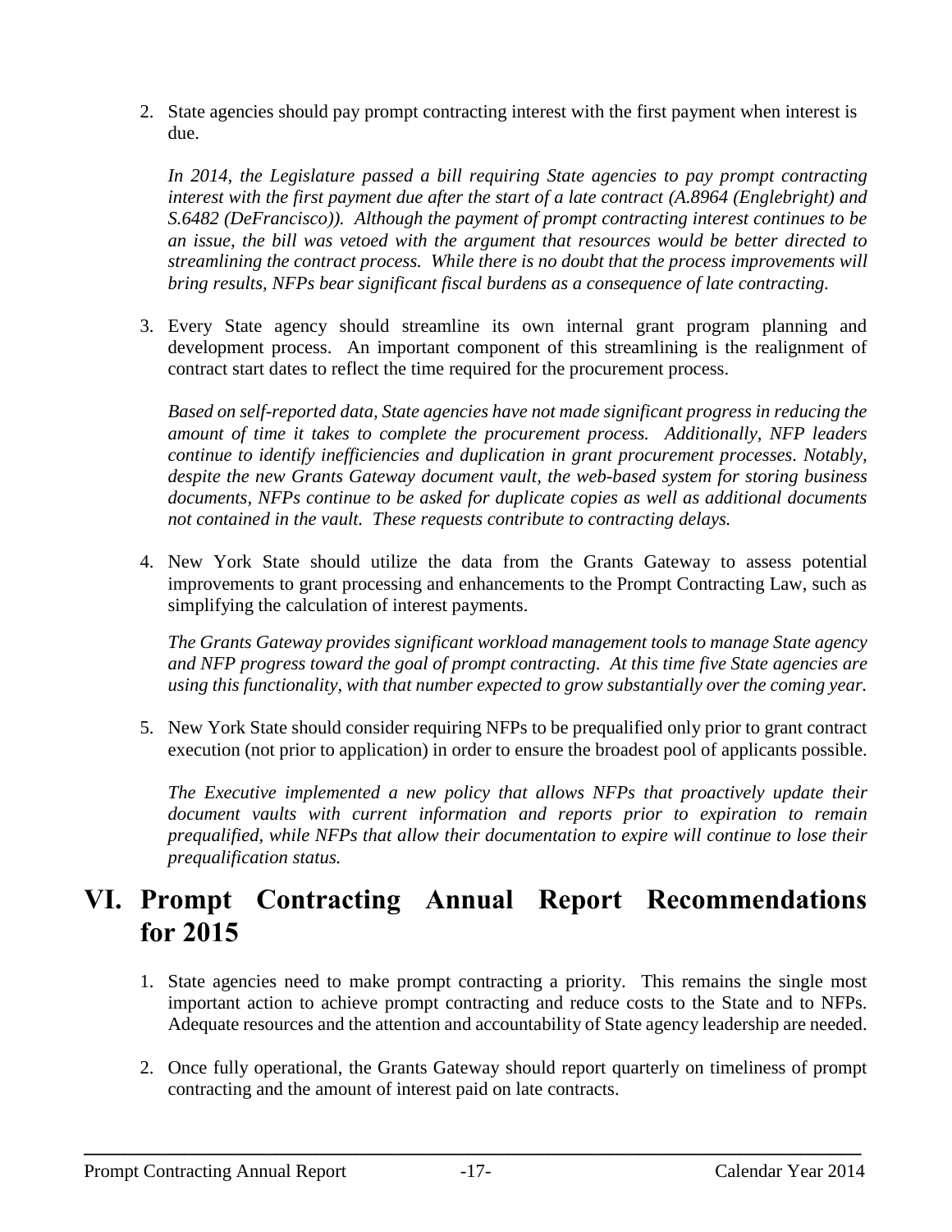2. State agencies should pay prompt contracting interest with the first payment when interest is due.

   *In 2014, the Legislature passed a bill requiring State agencies to pay prompt contracting interest with the first payment due after the start of a late contract (A.8964 (Englebright) and S.6482 (DeFrancisco)). Although the payment of prompt contracting interest continues to be an issue, the bill was vetoed with the argument that resources would be better directed to streamlining the contract process. While there is no doubt that the process improvements will bring results, NFPs bear significant fiscal burdens as a consequence of late contracting.*

3. Every State agency should streamline its own internal grant program planning and development process. An important component of this streamlining is the realignment of contract start dates to reflect the time required for the procurement process.

   *Based on self-reported data, State agencies have not made significant progress in reducing the amount of time it takes to complete the procurement process. Additionally, NFP leaders continue to identify inefficiencies and duplication in grant procurement processes. Notably, despite the new Grants Gateway document vault, the web-based system for storing business documents, NFPs continue to be asked for duplicate copies as well as additional documents not contained in the vault. These requests contribute to contracting delays.*

4. New York State should utilize the data from the Grants Gateway to assess potential improvements to grant processing and enhancements to the Prompt Contracting Law, such as simplifying the calculation of interest payments.

   *The Grants Gateway provides significant workload management tools to manage State agency and NFP progress toward the goal of prompt contracting. At this time five State agencies are using this functionality, with that number expected to grow substantially over the coming year.*

5. New York State should consider requiring NFPs to be prequalified only prior to grant contract execution (not prior to application) in order to ensure the broadest pool of applicants possible.

   *The Executive implemented a new policy that allows NFPs that proactively update their document vaults with current information and reports prior to expiration to remain prequalified, while NFPs that allow their documentation to expire will continue to lose their prequalification status.*

# VI. Prompt Contracting Annual Report Recommendations for 2015

1. State agencies need to make prompt contracting a priority. This remains the single most important action to achieve prompt contracting and reduce costs to the State and to NFPs. Adequate resources and the attention and accountability of State agency leadership are needed.

2. Once fully operational, the Grants Gateway should report quarterly on timeliness of prompt contracting and the amount of interest paid on late contracts.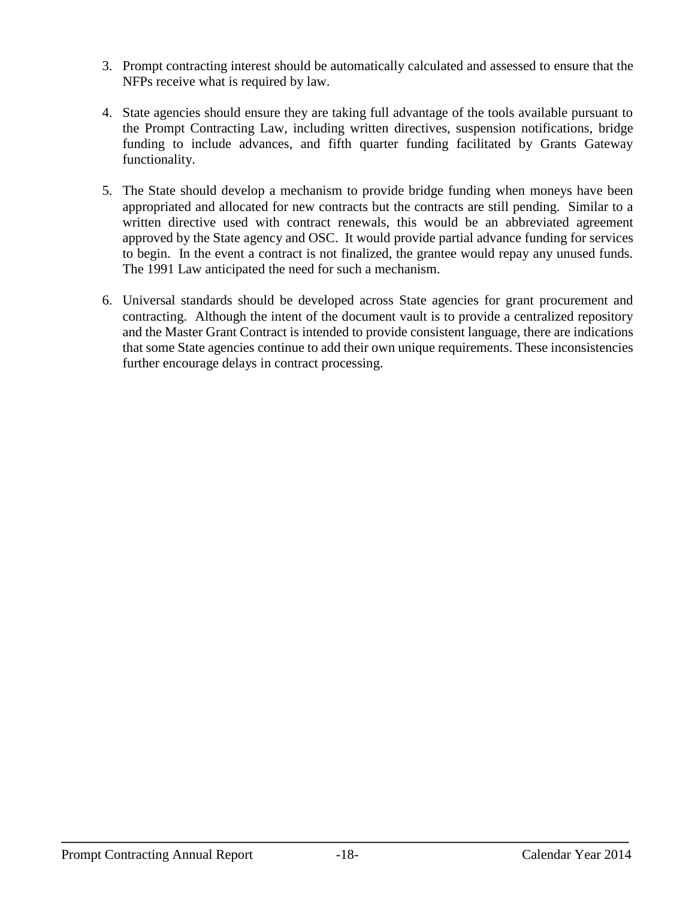3. Prompt contracting interest should be automatically calculated and assessed to ensure that the NFPs receive what is required by law.

4. State agencies should ensure they are taking full advantage of the tools available pursuant to the Prompt Contracting Law, including written directives, suspension notifications, bridge funding to include advances, and fifth quarter funding facilitated by Grants Gateway functionality.

5. The State should develop a mechanism to provide bridge funding when moneys have been appropriated and allocated for new contracts but the contracts are still pending. Similar to a written directive used with contract renewals, this would be an abbreviated agreement approved by the State agency and OSC. It would provide partial advance funding for services to begin. In the event a contract is not finalized, the grantee would repay any unused funds. The 1991 Law anticipated the need for such a mechanism.

6. Universal standards should be developed across State agencies for grant procurement and contracting. Although the intent of the document vault is to provide a centralized repository and the Master Grant Contract is intended to provide consistent language, there are indications that some State agencies continue to add their own unique requirements. These inconsistencies further encourage delays in contract processing.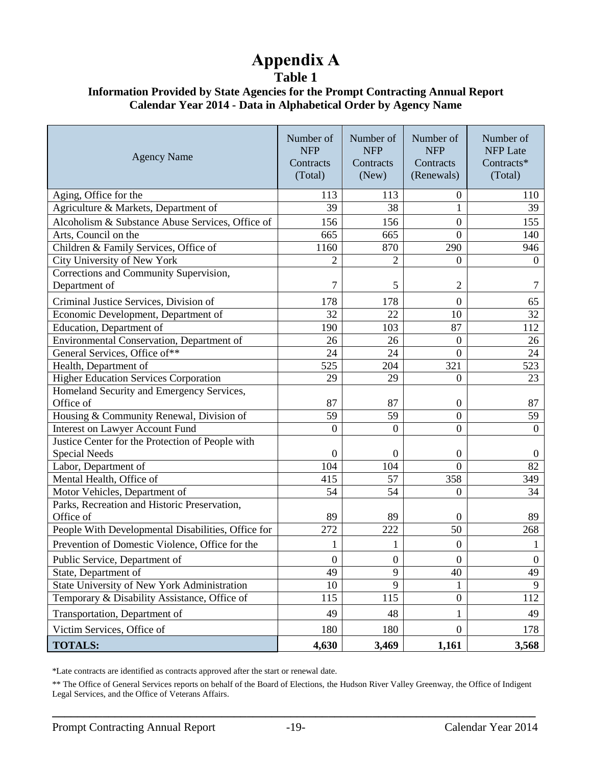# Appendix A

## Table 1

### Information Provided by State Agencies for the Prompt Contracting Annual Report Calendar Year 2014 - Data in Alphabetical Order by Agency Name

| Agency Name | Number of NFP Contracts (Total) | Number of NFP Contracts (New) | Number of NFP Contracts (Renewals) | Number of NFP Late Contracts* (Total) |
|---|---|---|---|---|
| Aging, Office for the | 113 | 113 | 0 | 110 |
| Agriculture & Markets, Department of | 39 | 38 | 1 | 39 |
| Alcoholism & Substance Abuse Services, Office of | 156 | 156 | 0 | 155 |
| Arts, Council on the | 665 | 665 | 0 | 140 |
| Children & Family Services, Office of | 1160 | 870 | 290 | 946 |
| City University of New York | 2 | 2 | 0 | 0 |
| Corrections and Community Supervision, Department of | 7 | 5 | 2 | 7 |
| Criminal Justice Services, Division of | 178 | 178 | 0 | 65 |
| Economic Development, Department of | 32 | 22 | 10 | 32 |
| Education, Department of | 190 | 103 | 87 | 112 |
| Environmental Conservation, Department of | 26 | 26 | 0 | 26 |
| General Services, Office of** | 24 | 24 | 0 | 24 |
| Health, Department of | 525 | 204 | 321 | 523 |
| Higher Education Services Corporation | 29 | 29 | 0 | 23 |
| Homeland Security and Emergency Services, Office of | 87 | 87 | 0 | 87 |
| Housing & Community Renewal, Division of | 59 | 59 | 0 | 59 |
| Interest on Lawyer Account Fund | 0 | 0 | 0 | 0 |
| Justice Center for the Protection of People with Special Needs | 0 | 0 | 0 | 0 |
| Labor, Department of | 104 | 104 | 0 | 82 |
| Mental Health, Office of | 415 | 57 | 358 | 349 |
| Motor Vehicles, Department of | 54 | 54 | 0 | 34 |
| Parks, Recreation and Historic Preservation, Office of | 89 | 89 | 0 | 89 |
| People With Developmental Disabilities, Office for | 272 | 222 | 50 | 268 |
| Prevention of Domestic Violence, Office for the | 1 | 1 | 0 | 1 |
| Public Service, Department of | 0 | 0 | 0 | 0 |
| State, Department of | 49 | 9 | 40 | 49 |
| State University of New York Administration | 10 | 9 | 1 | 9 |
| Temporary & Disability Assistance, Office of | 115 | 115 | 0 | 112 |
| Transportation, Department of | 49 | 48 | 1 | 49 |
| Victim Services, Office of | 180 | 180 | 0 | 178 |
| **TOTALS:** | **4,630** | **3,469** | **1,161** | **3,568** |

*Late contracts are identified as contracts approved after the start or renewal date.

** The Office of General Services reports on behalf of the Board of Elections, the Hudson River Valley Greenway, the Office of Indigent Legal Services, and the Office of Veterans Affairs.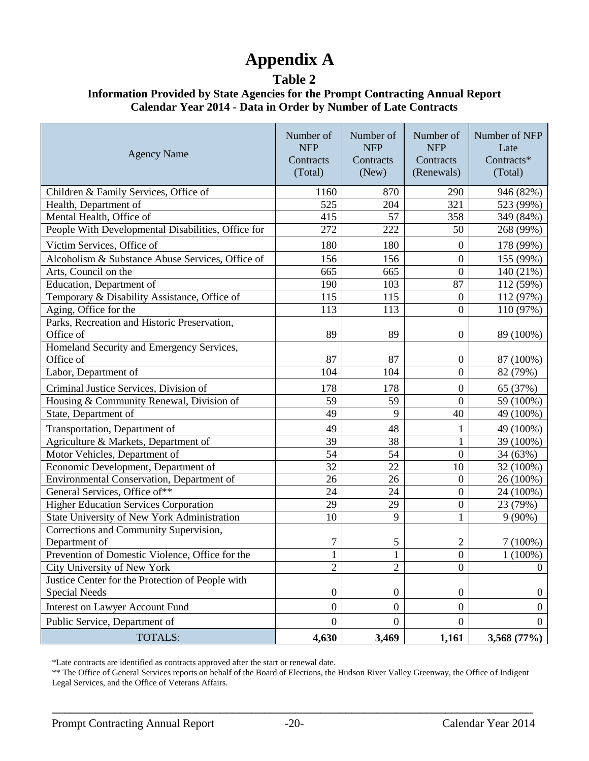# Appendix A

## Table 2

### Information Provided by State Agencies for the Prompt Contracting Annual Report
### Calendar Year 2014 - Data in Order by Number of Late Contracts

| Agency Name | Number of NFP Contracts (Total) | Number of NFP Contracts (New) | Number of NFP Contracts (Renewals) | Number of NFP Late Contracts* (Total) |
|---|---|---|---|---|
| Children & Family Services, Office of | 1160 | 870 | 290 | 946 (82%) |
| Health, Department of | 525 | 204 | 321 | 523 (99%) |
| Mental Health, Office of | 415 | 57 | 358 | 349 (84%) |
| People With Developmental Disabilities, Office for | 272 | 222 | 50 | 268 (99%) |
| Victim Services, Office of | 180 | 180 | 0 | 178 (99%) |
| Alcoholism & Substance Abuse Services, Office of | 156 | 156 | 0 | 155 (99%) |
| Arts, Council on the | 665 | 665 | 0 | 140 (21%) |
| Education, Department of | 190 | 103 | 87 | 112 (59%) |
| Temporary & Disability Assistance, Office of | 115 | 115 | 0 | 112 (97%) |
| Aging, Office for the | 113 | 113 | 0 | 110 (97%) |
| Parks, Recreation and Historic Preservation, Office of | 89 | 89 | 0 | 89 (100%) |
| Homeland Security and Emergency Services, Office of | 87 | 87 | 0 | 87 (100%) |
| Labor, Department of | 104 | 104 | 0 | 82 (79%) |
| Criminal Justice Services, Division of | 178 | 178 | 0 | 65 (37%) |
| Housing & Community Renewal, Division of | 59 | 59 | 0 | 59 (100%) |
| State, Department of | 49 | 9 | 40 | 49 (100%) |
| Transportation, Department of | 49 | 48 | 1 | 49 (100%) |
| Agriculture & Markets, Department of | 39 | 38 | 1 | 39 (100%) |
| Motor Vehicles, Department of | 54 | 54 | 0 | 34 (63%) |
| Economic Development, Department of | 32 | 22 | 10 | 32 (100%) |
| Environmental Conservation, Department of | 26 | 26 | 0 | 26 (100%) |
| General Services, Office of** | 24 | 24 | 0 | 24 (100%) |
| Higher Education Services Corporation | 29 | 29 | 0 | 23 (79%) |
| State University of New York Administration | 10 | 9 | 1 | 9 (90%) |
| Corrections and Community Supervision, Department of | 7 | 5 | 2 | 7 (100%) |
| Prevention of Domestic Violence, Office for the | 1 | 1 | 0 | 1 (100%) |
| City University of New York | 2 | 2 | 0 | 0 |
| Justice Center for the Protection of People with Special Needs | 0 | 0 | 0 | 0 |
| Interest on Lawyer Account Fund | 0 | 0 | 0 | 0 |
| Public Service, Department of | 0 | 0 | 0 | 0 |
| TOTALS: | **4,630** | **3,469** | **1,161** | **3,568 (77%)** |

*Late contracts are identified as contracts approved after the start or renewal date.

** The Office of General Services reports on behalf of the Board of Elections, the Hudson River Valley Greenway, the Office of Indigent Legal Services, and the Office of Veterans Affairs.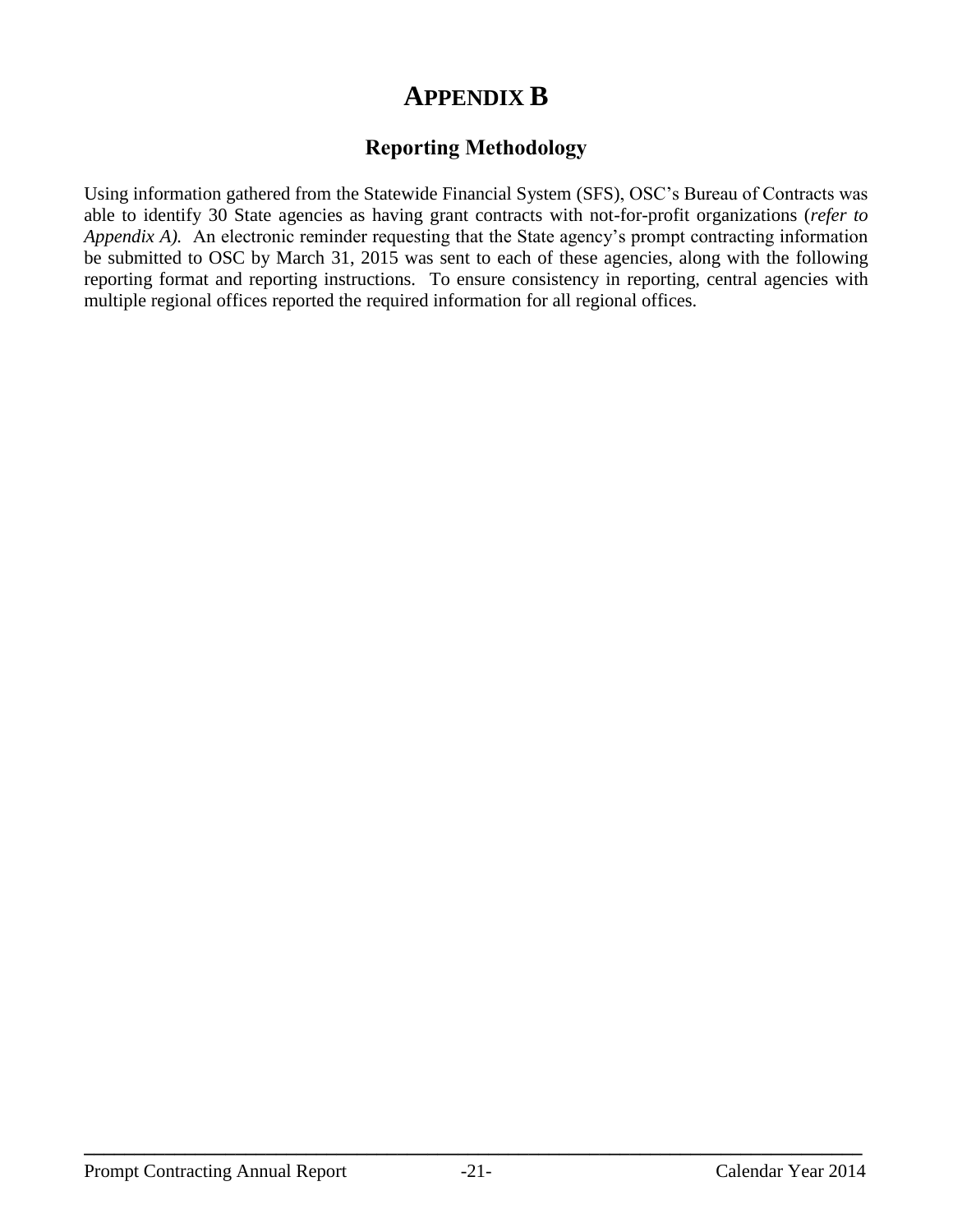# APPENDIX B

## Reporting Methodology

Using information gathered from the Statewide Financial System (SFS), OSC's Bureau of Contracts was able to identify 30 State agencies as having grant contracts with not-for-profit organizations (*refer to Appendix A).* An electronic reminder requesting that the State agency's prompt contracting information be submitted to OSC by March 31, 2015 was sent to each of these agencies, along with the following reporting format and reporting instructions. To ensure consistency in reporting, central agencies with multiple regional offices reported the required information for all regional offices.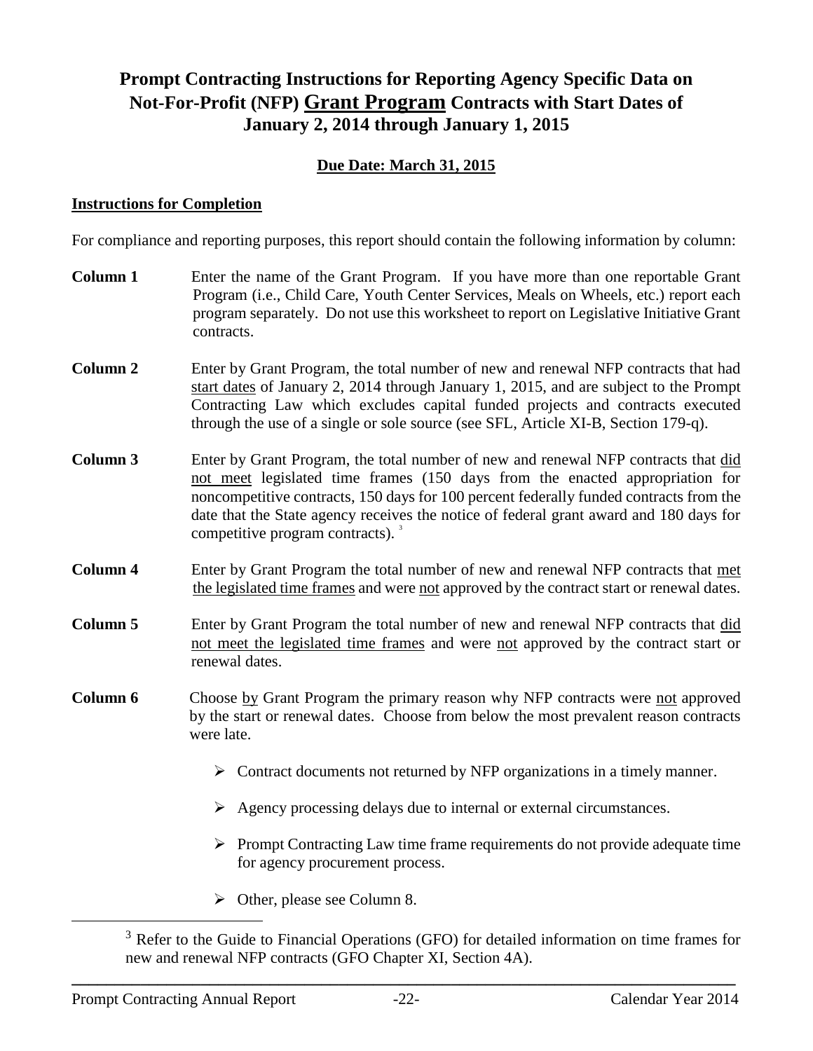# Prompt Contracting Instructions for Reporting Agency Specific Data on Not-For-Profit (NFP) Grant Program Contracts with Start Dates of January 2, 2014 through January 1, 2015

**Due Date: March 31, 2015**

**Instructions for Completion**

For compliance and reporting purposes, this report should contain the following information by column:

**Column 1** Enter the name of the Grant Program. If you have more than one reportable Grant Program (i.e., Child Care, Youth Center Services, Meals on Wheels, etc.) report each program separately. Do not use this worksheet to report on Legislative Initiative Grant contracts.

**Column 2** Enter by Grant Program, the total number of new and renewal NFP contracts that had start dates of January 2, 2014 through January 1, 2015, and are subject to the Prompt Contracting Law which excludes capital funded projects and contracts executed through the use of a single or sole source (see SFL, Article XI-B, Section 179-q).

**Column 3** Enter by Grant Program, the total number of new and renewal NFP contracts that did not meet legislated time frames (150 days from the enacted appropriation for noncompetitive contracts, 150 days for 100 percent federally funded contracts from the date that the State agency receives the notice of federal grant award and 180 days for competitive program contracts). [3]

**Column 4** Enter by Grant Program the total number of new and renewal NFP contracts that met the legislated time frames and were not approved by the contract start or renewal dates.

**Column 5** Enter by Grant Program the total number of new and renewal NFP contracts that did not meet the legislated time frames and were not approved by the contract start or renewal dates.

**Column 6** Choose by Grant Program the primary reason why NFP contracts were not approved by the start or renewal dates. Choose from below the most prevalent reason contracts were late.

- Contract documents not returned by NFP organizations in a timely manner.
- Agency processing delays due to internal or external circumstances.
- Prompt Contracting Law time frame requirements do not provide adequate time for agency procurement process.
- Other, please see Column 8.

[3] Refer to the Guide to Financial Operations (GFO) for detailed information on time frames for new and renewal NFP contracts (GFO Chapter XI, Section 4A).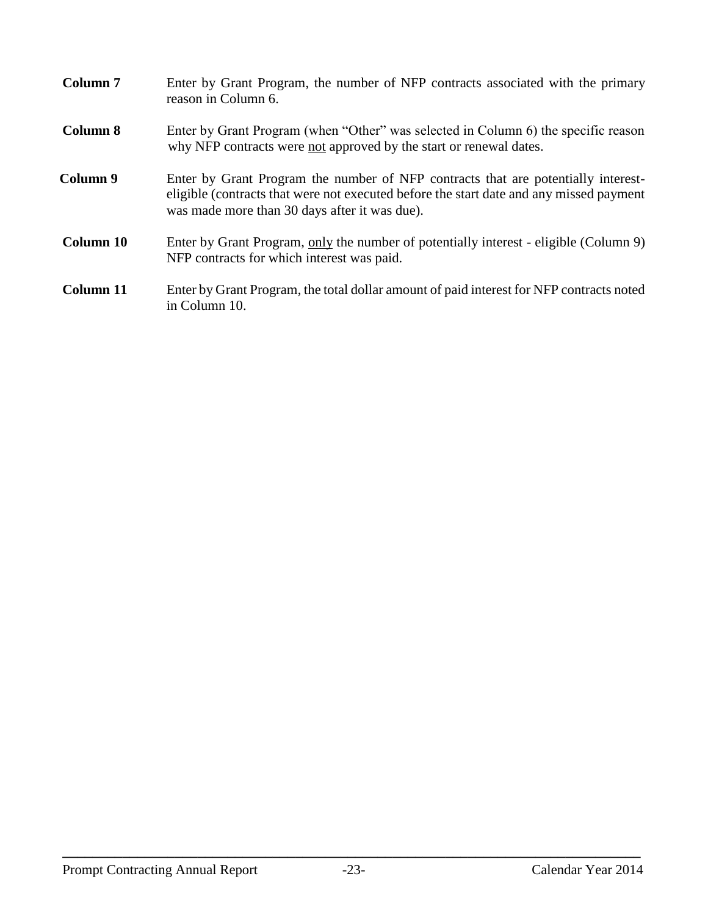**Column 7** Enter by Grant Program, the number of NFP contracts associated with the primary reason in Column 6.

**Column 8** Enter by Grant Program (when "Other" was selected in Column 6) the specific reason why NFP contracts were not approved by the start or renewal dates.

**Column 9** Enter by Grant Program the number of NFP contracts that are potentially interest-eligible (contracts that were not executed before the start date and any missed payment was made more than 30 days after it was due).

**Column 10** Enter by Grant Program, only the number of potentially interest - eligible (Column 9) NFP contracts for which interest was paid.

**Column 11** Enter by Grant Program, the total dollar amount of paid interest for NFP contracts noted in Column 10.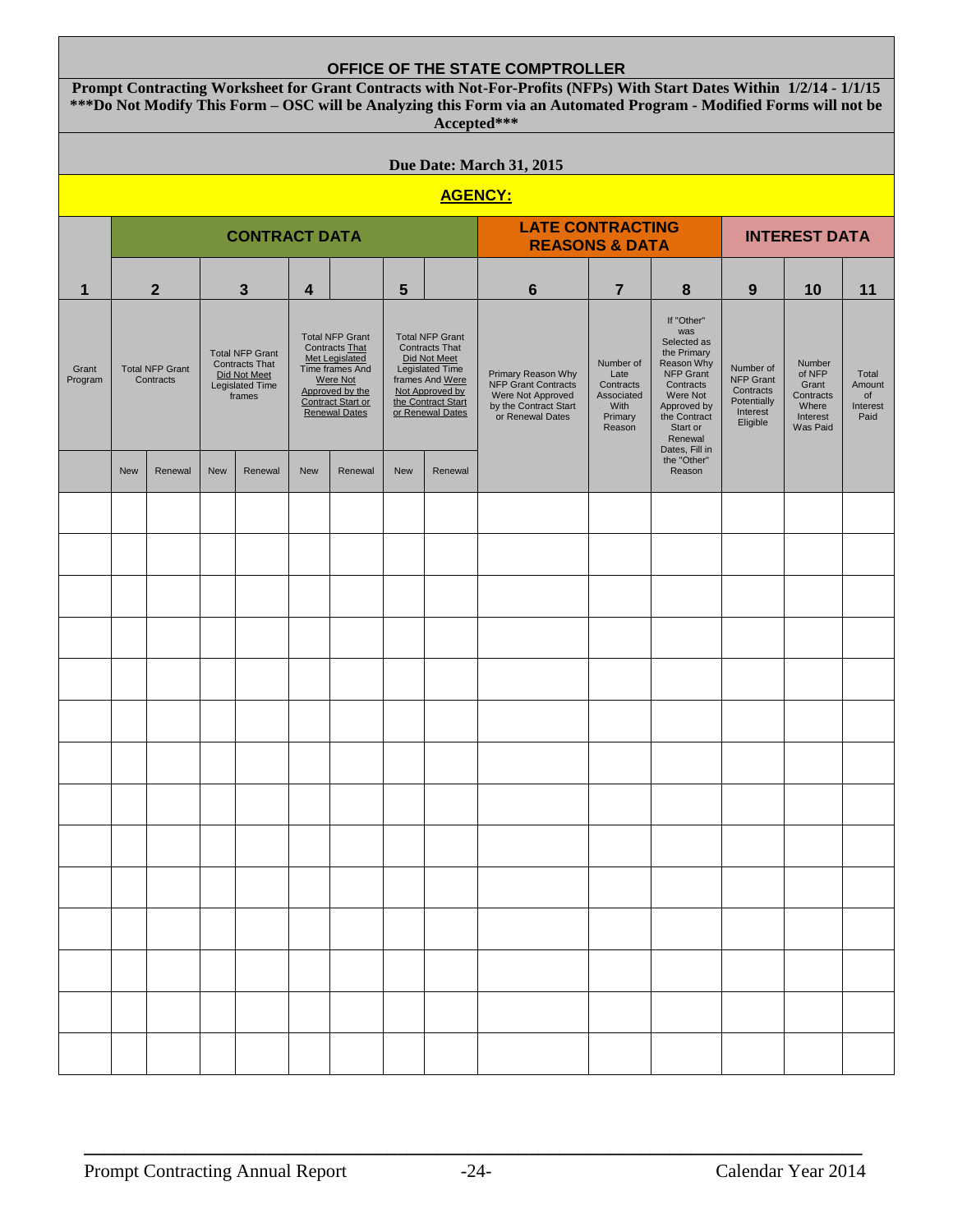# OFFICE OF THE STATE COMPTROLLER

**Prompt Contracting Worksheet for Grant Contracts with Not-For-Profits (NFPs) With Start Dates Within 1/2/14 - 1/1/15**

**\*\*\*Do Not Modify This Form – OSC will be Analyzing this Form via an Automated Program - Modified Forms will not be Accepted\*\*\***

**Due Date: March 31, 2015**

**AGENCY:**

| | CONTRACT DATA | | | | | | | | LATE CONTRACTING REASONS & DATA | | | INTEREST DATA | | |
|---|---|---|---|---|---|---|---|---|---|---|---|---|---|---|
| 1 | 2 | | 3 | | 4 | | 5 | | 6 | 7 | 8 | 9 | 10 | 11 |
| Grant Program | Total NFP Grant Contracts | | Total NFP Grant Contracts That Did Not Meet Legislated Time frames | | Total NFP Grant Contracts That Met Legislated Time frames And Were Not Approved by the Contract Start or Renewal Dates | | Total NFP Grant Contracts That Did Not Meet Legislated Time frames And Were Not Approved by the Contract Start or Renewal Dates | | Primary Reason Why NFP Grant Contracts Were Not Approved by the Contract Start or Renewal Dates | Number of Late Contracts Associated With Primary Reason | If "Other" was Selected as the Primary Reason Why NFP Grant Contracts Were Not Approved by the Contract Start or Renewal Dates, Fill in the "Other" Reason | Number of NFP Grant Contracts Potentially Interest Eligible | Number of NFP Grant Contracts Where Interest Was Paid | Total Amount of Interest Paid |
| | New | Renewal | New | Renewal | New | Renewal | New | Renewal | | | | | | |
| | | | | | | | | | | | | | | |
| | | | | | | | | | | | | | | |
| | | | | | | | | | | | | | | |
| | | | | | | | | | | | | | | |
| | | | | | | | | | | | | | | |
| | | | | | | | | | | | | | | |
| | | | | | | | | | | | | | | |
| | | | | | | | | | | | | | | |
| | | | | | | | | | | | | | | |
| | | | | | | | | | | | | | | |
| | | | | | | | | | | | | | | |
| | | | | | | | | | | | | | | |
| | | | | | | | | | | | | | | |
| | | | | | | | | | | | | | | |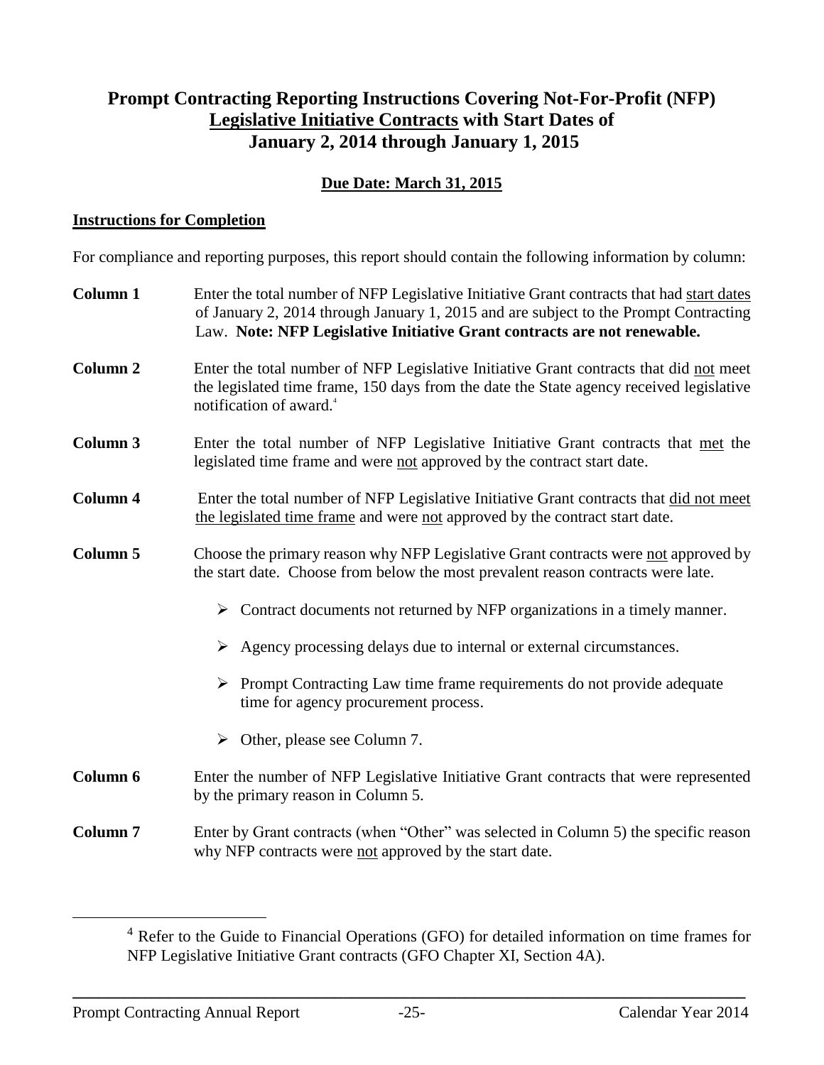# Prompt Contracting Reporting Instructions Covering Not-For-Profit (NFP) Legislative Initiative Contracts with Start Dates of January 2, 2014 through January 1, 2015

**Due Date: March 31, 2015**

**Instructions for Completion**

For compliance and reporting purposes, this report should contain the following information by column:

**Column 1** Enter the total number of NFP Legislative Initiative Grant contracts that had start dates of January 2, 2014 through January 1, 2015 and are subject to the Prompt Contracting Law. **Note: NFP Legislative Initiative Grant contracts are not renewable.**

**Column 2** Enter the total number of NFP Legislative Initiative Grant contracts that did not meet the legislated time frame, 150 days from the date the State agency received legislative notification of award.[4]

**Column 3** Enter the total number of NFP Legislative Initiative Grant contracts that met the legislated time frame and were not approved by the contract start date.

**Column 4** Enter the total number of NFP Legislative Initiative Grant contracts that did not meet the legislated time frame and were not approved by the contract start date.

**Column 5** Choose the primary reason why NFP Legislative Grant contracts were not approved by the start date. Choose from below the most prevalent reason contracts were late.

- Contract documents not returned by NFP organizations in a timely manner.
- Agency processing delays due to internal or external circumstances.
- Prompt Contracting Law time frame requirements do not provide adequate time for agency procurement process.
- Other, please see Column 7.

**Column 6** Enter the number of NFP Legislative Initiative Grant contracts that were represented by the primary reason in Column 5.

**Column 7** Enter by Grant contracts (when "Other" was selected in Column 5) the specific reason why NFP contracts were not approved by the start date.

[4] Refer to the Guide to Financial Operations (GFO) for detailed information on time frames for NFP Legislative Initiative Grant contracts (GFO Chapter XI, Section 4A).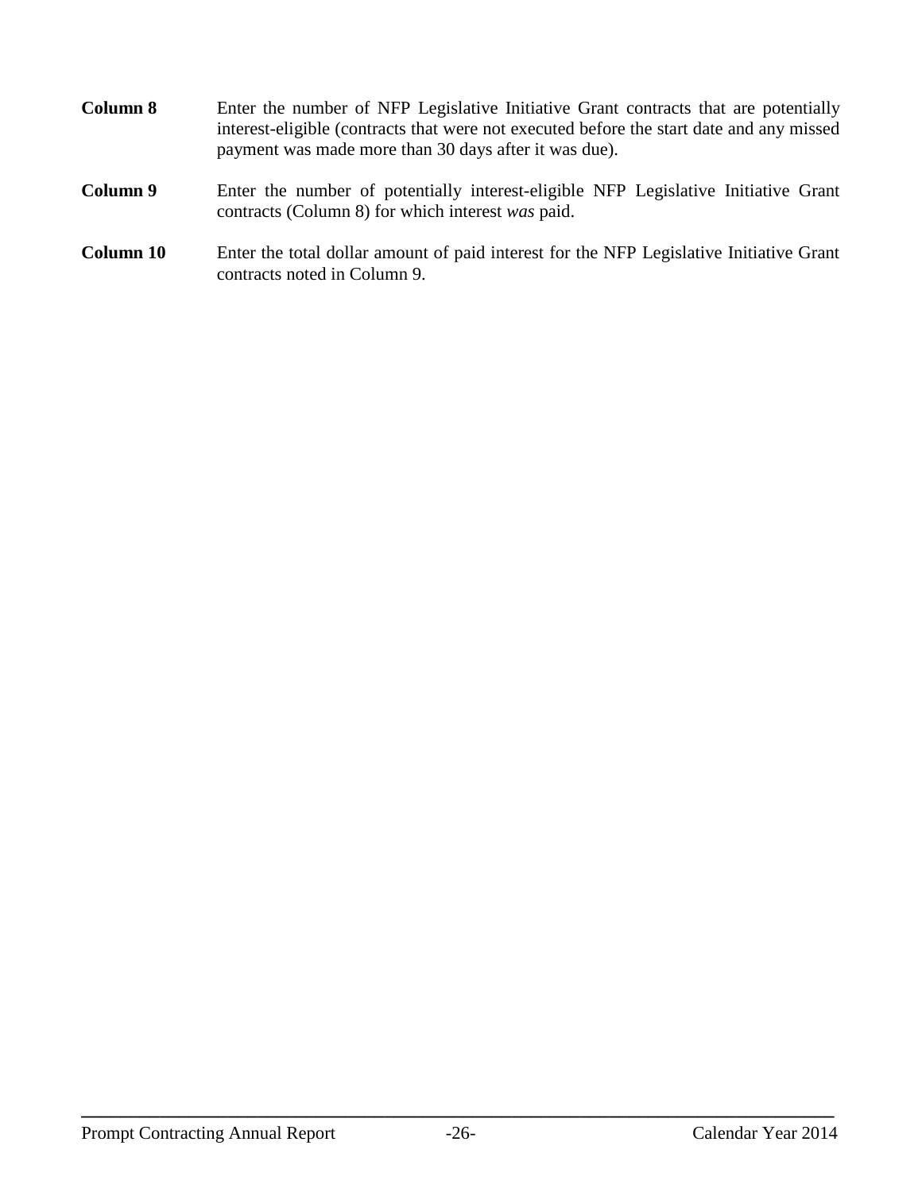**Column 8** Enter the number of NFP Legislative Initiative Grant contracts that are potentially interest-eligible (contracts that were not executed before the start date and any missed payment was made more than 30 days after it was due).

**Column 9** Enter the number of potentially interest-eligible NFP Legislative Initiative Grant contracts (Column 8) for which interest *was* paid.

**Column 10** Enter the total dollar amount of paid interest for the NFP Legislative Initiative Grant contracts noted in Column 9.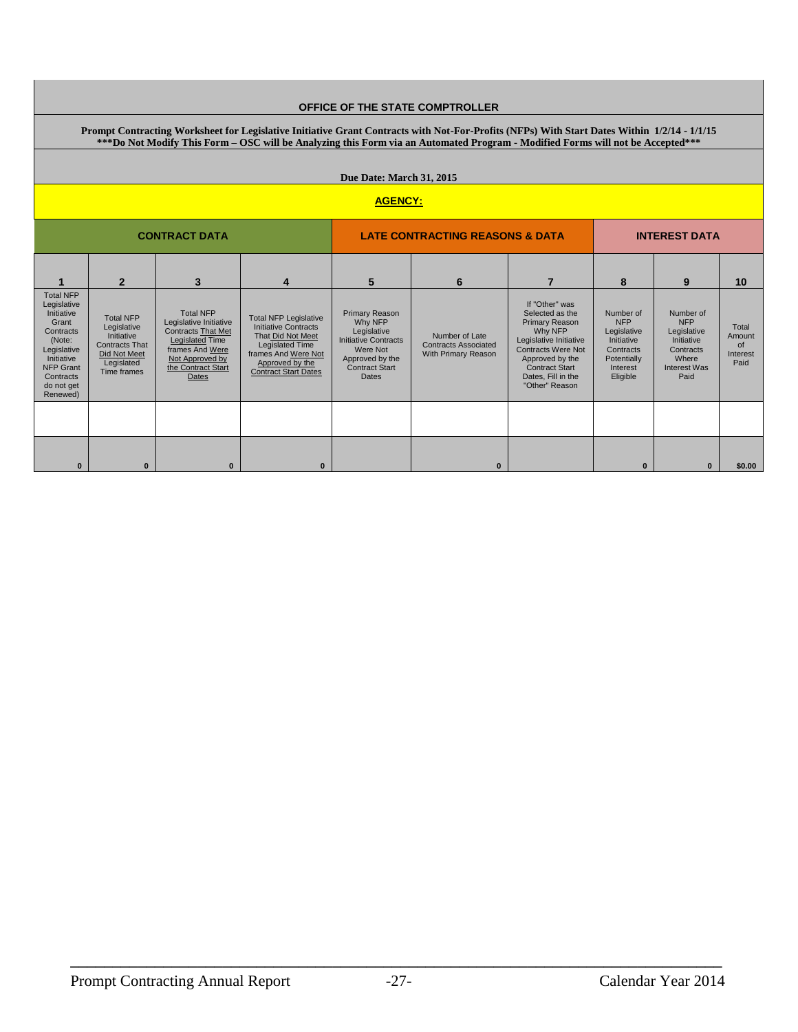**OFFICE OF THE STATE COMPTROLLER**

**Prompt Contracting Worksheet for Legislative Initiative Grant Contracts with Not-For-Profits (NFPs) With Start Dates Within 1/2/14 - 1/1/15**
**\*\*\*Do Not Modify This Form – OSC will be Analyzing this Form via an Automated Program - Modified Forms will not be Accepted\*\*\***

**Due Date: March 31, 2015**

**AGENCY:**

| CONTRACT DATA | | | | LATE CONTRACTING REASONS & DATA | | | INTEREST DATA | | |
|---|---|---|---|---|---|---|---|---|---|
| **1** | **2** | **3** | **4** | **5** | **6** | **7** | **8** | **9** | **10** |
| Total NFP Legislative Initiative Grant Contracts (Note: Legislative Initiative NFP Grant Contracts do not get Renewed) | Total NFP Legislative Initiative Contracts That Did Not Meet Legislated Time frames | Total NFP Legislative Initiative Contracts That Met Legislated Time frames And Were Not Approved by the Contract Start Dates | Total NFP Legislative Initiative Contracts That Did Not Meet Legislated Time frames And Were Not Approved by the Contract Start Dates | Primary Reason Why NFP Legislative Initiative Contracts Were Not Approved by the Contract Start Dates | Number of Late Contracts Associated With Primary Reason | If "Other" was Selected as the Primary Reason Why NFP Legislative Initiative Contracts Were Not Approved by the Contract Start Dates, Fill in the "Other" Reason | Number of NFP Legislative Initiative Contracts Potentially Interest Eligible | Number of NFP Legislative Initiative Contracts Where Interest Was Paid | Total Amount of Interest Paid |
| | | | | | | | | | |
| 0 | 0 | 0 | 0 | | 0 | | 0 | 0 | $0.00 |

Prompt Contracting Annual Report -27- Calendar Year 2014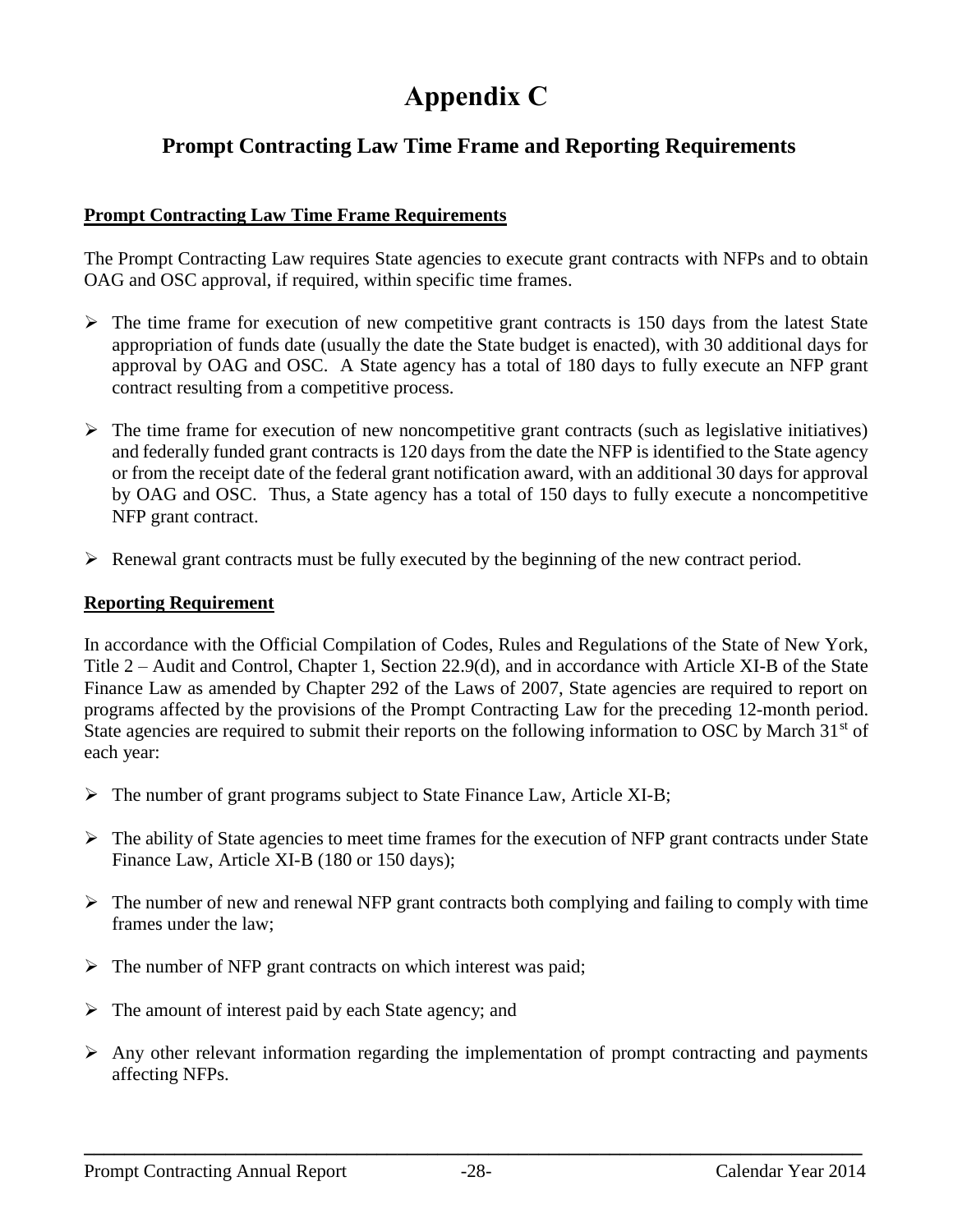# Appendix C

## Prompt Contracting Law Time Frame and Reporting Requirements

**Prompt Contracting Law Time Frame Requirements**

The Prompt Contracting Law requires State agencies to execute grant contracts with NFPs and to obtain OAG and OSC approval, if required, within specific time frames.

- The time frame for execution of new competitive grant contracts is 150 days from the latest State appropriation of funds date (usually the date the State budget is enacted), with 30 additional days for approval by OAG and OSC. A State agency has a total of 180 days to fully execute an NFP grant contract resulting from a competitive process.
- The time frame for execution of new noncompetitive grant contracts (such as legislative initiatives) and federally funded grant contracts is 120 days from the date the NFP is identified to the State agency or from the receipt date of the federal grant notification award, with an additional 30 days for approval by OAG and OSC. Thus, a State agency has a total of 150 days to fully execute a noncompetitive NFP grant contract.
- Renewal grant contracts must be fully executed by the beginning of the new contract period.

**Reporting Requirement**

In accordance with the Official Compilation of Codes, Rules and Regulations of the State of New York, Title 2 – Audit and Control, Chapter 1, Section 22.9(d), and in accordance with Article XI-B of the State Finance Law as amended by Chapter 292 of the Laws of 2007, State agencies are required to report on programs affected by the provisions of the Prompt Contracting Law for the preceding 12-month period. State agencies are required to submit their reports on the following information to OSC by March 31st of each year:

- The number of grant programs subject to State Finance Law, Article XI-B;
- The ability of State agencies to meet time frames for the execution of NFP grant contracts under State Finance Law, Article XI-B (180 or 150 days);
- The number of new and renewal NFP grant contracts both complying and failing to comply with time frames under the law;
- The number of NFP grant contracts on which interest was paid;
- The amount of interest paid by each State agency; and
- Any other relevant information regarding the implementation of prompt contracting and payments affecting NFPs.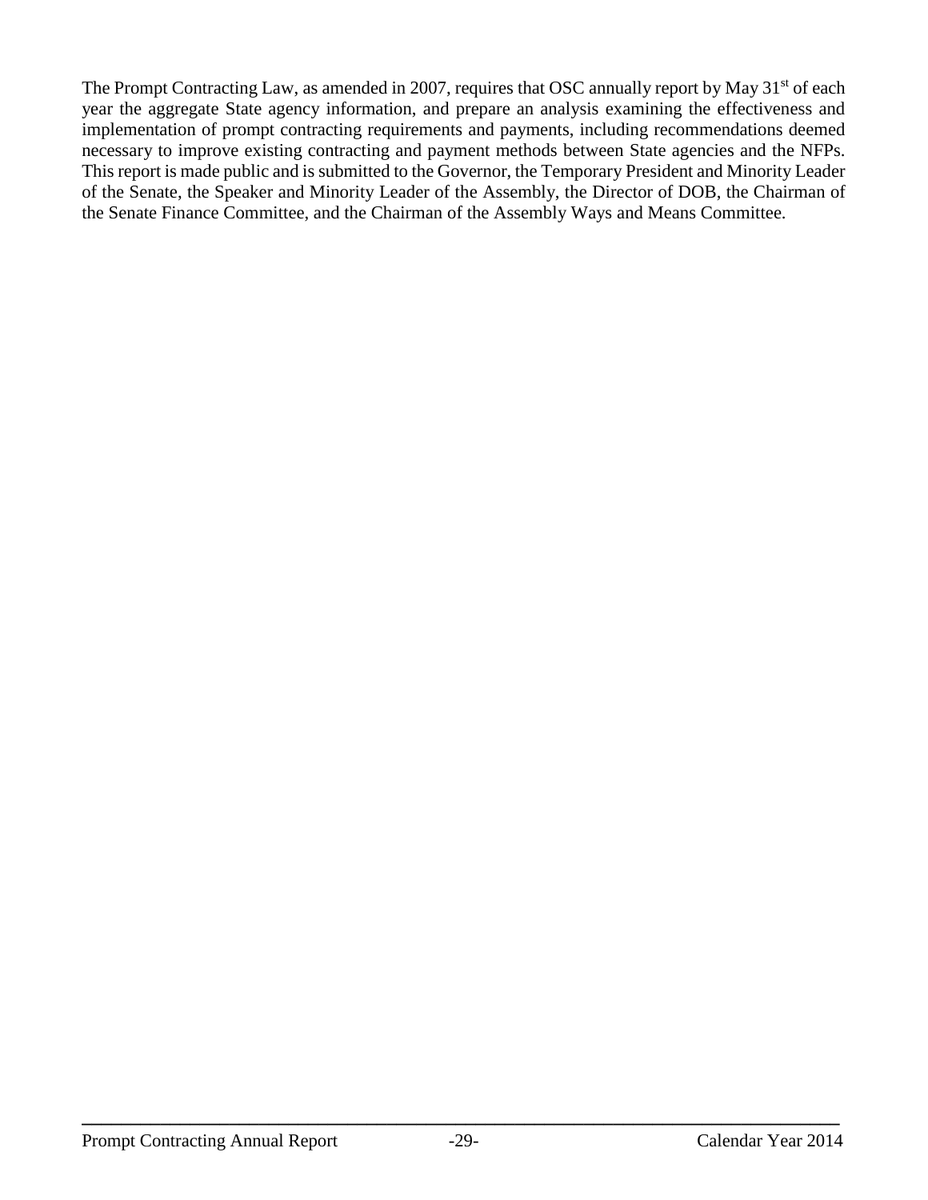The Prompt Contracting Law, as amended in 2007, requires that OSC annually report by May 31st of each year the aggregate State agency information, and prepare an analysis examining the effectiveness and implementation of prompt contracting requirements and payments, including recommendations deemed necessary to improve existing contracting and payment methods between State agencies and the NFPs. This report is made public and is submitted to the Governor, the Temporary President and Minority Leader of the Senate, the Speaker and Minority Leader of the Assembly, the Director of DOB, the Chairman of the Senate Finance Committee, and the Chairman of the Assembly Ways and Means Committee.